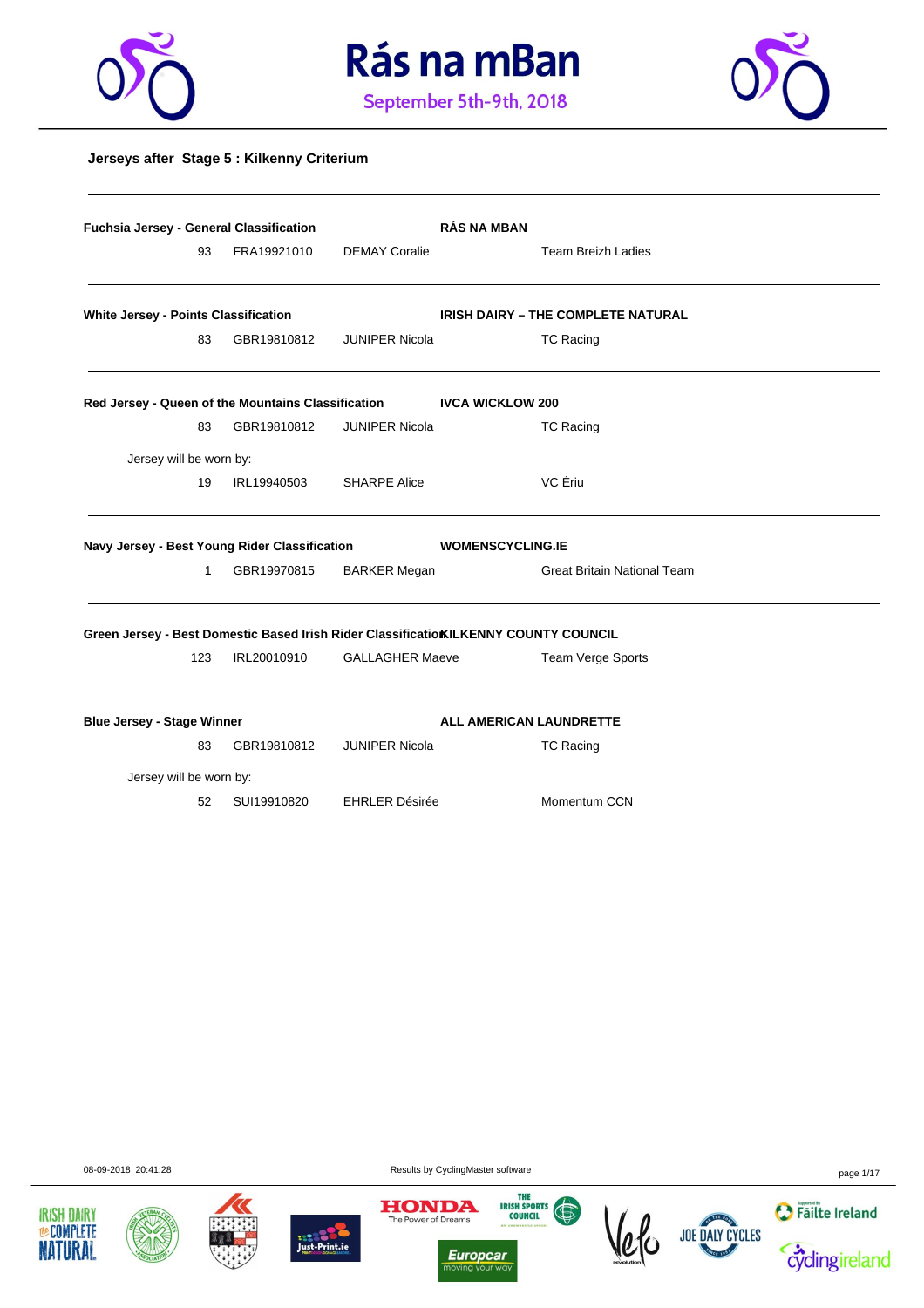# Rás na mBan

September 5th-9th, 2018

**Jerseys after Stage 5 : Kilkenny Criterium**

**Fuchsia Jersey - General Classification** — **RÁS NA MBAN**

| 93 | FRA19921010 | DEMAY Coralie | Team Breizh Ladies |
|---|---|---|---|

**White Jersey - Points Classification** — **IRISH DAIRY – THE COMPLETE NATURAL**

| 83 | GBR19810812 | JUNIPER Nicola | TC Racing |
|---|---|---|---|

**Red Jersey - Queen of the Mountains Classification** — **IVCA WICKLOW 200**

| 83 | GBR19810812 | JUNIPER Nicola | TC Racing |
|---|---|---|---|

Jersey will be worn by:

| 19 | IRL19940503 | SHARPE Alice | VC Ériu |
|---|---|---|---|

**Navy Jersey - Best Young Rider Classification** — **WOMENSCYCLING.IE**

| 1 | GBR19970815 | BARKER Megan | Great Britain National Team |
|---|---|---|---|

**Green Jersey - Best Domestic Based Irish Rider Classification** — **KILKENNY COUNTY COUNCIL**

| 123 | IRL20010910 | GALLAGHER Maeve | Team Verge Sports |
|---|---|---|---|

**Blue Jersey - Stage Winner** — **ALL AMERICAN LAUNDRETTE**

| 83 | GBR19810812 | JUNIPER Nicola | TC Racing |
|---|---|---|---|

Jersey will be worn by:

| 52 | SUI19910820 | EHRLER Désirée | Momentum CCN |
|---|---|---|---|

08-09-2018 20:41:28 Results by CyclingMaster software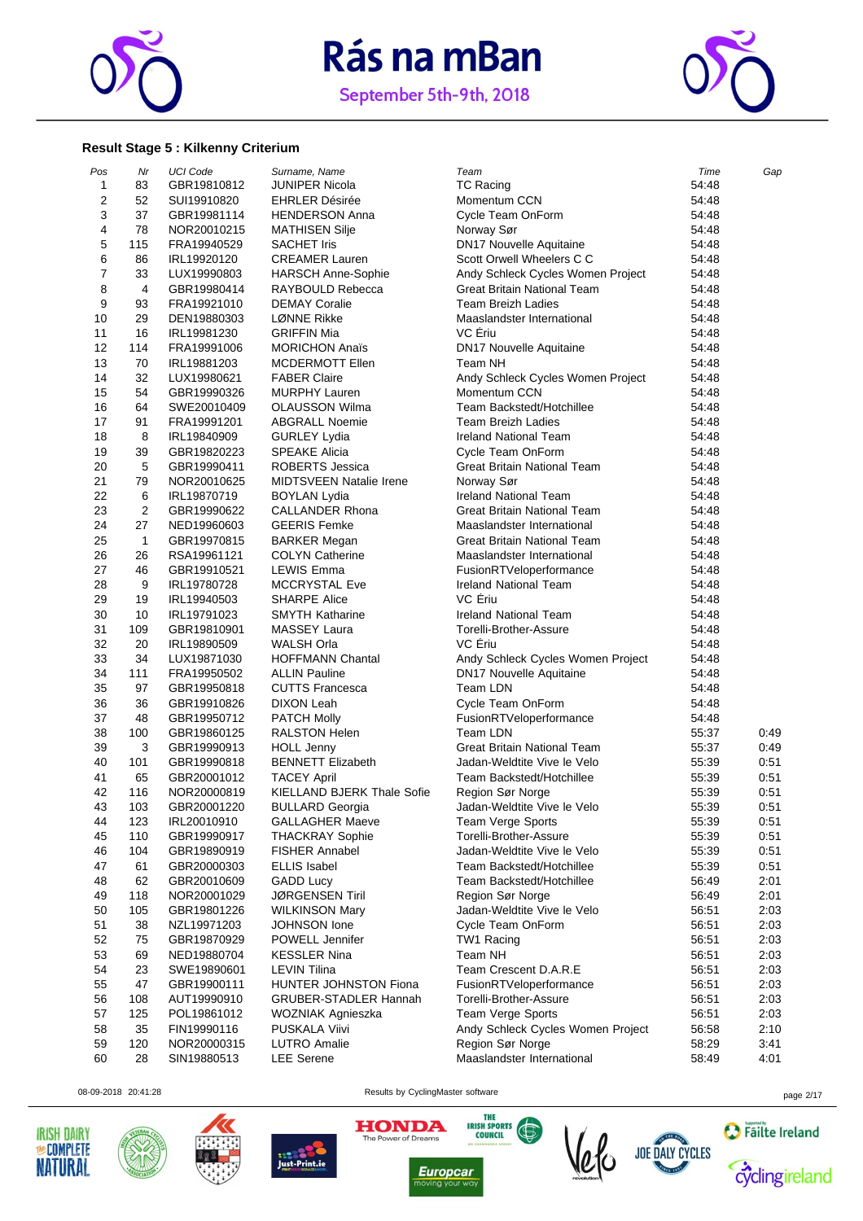# Rás na mBan

September 5th-9th, 2018

### Result Stage 5 : Kilkenny Criterium

| Pos | Nr | UCI Code | Surname, Name | Team | Time | Gap |
|---|---|---|---|---|---|---|
| 1 | 83 | GBR19810812 | JUNIPER Nicola | TC Racing | 54:48 | |
| 2 | 52 | SUI19910820 | EHRLER Désirée | Momentum CCN | 54:48 | |
| 3 | 37 | GBR19981114 | HENDERSON Anna | Cycle Team OnForm | 54:48 | |
| 4 | 78 | NOR20010215 | MATHISEN Silje | Norway Sør | 54:48 | |
| 5 | 115 | FRA19940529 | SACHET Iris | DN17 Nouvelle Aquitaine | 54:48 | |
| 6 | 86 | IRL19920120 | CREAMER Lauren | Scott Orwell Wheelers C C | 54:48 | |
| 7 | 33 | LUX19990803 | HARSCH Anne-Sophie | Andy Schleck Cycles Women Project | 54:48 | |
| 8 | 4 | GBR19980414 | RAYBOULD Rebecca | Great Britain National Team | 54:48 | |
| 9 | 93 | FRA19921010 | DEMAY Coralie | Team Breizh Ladies | 54:48 | |
| 10 | 29 | DEN19880303 | LØNNE Rikke | Maaslandster International | 54:48 | |
| 11 | 16 | IRL19981230 | GRIFFIN Mia | VC Ériu | 54:48 | |
| 12 | 114 | FRA19991006 | MORICHON Anaïs | DN17 Nouvelle Aquitaine | 54:48 | |
| 13 | 70 | IRL19881203 | MCDERMOTT Ellen | Team NH | 54:48 | |
| 14 | 32 | LUX19980621 | FABER Claire | Andy Schleck Cycles Women Project | 54:48 | |
| 15 | 54 | GBR19990326 | MURPHY Lauren | Momentum CCN | 54:48 | |
| 16 | 64 | SWE20010409 | OLAUSSON Wilma | Team Backstedt/Hotchillee | 54:48 | |
| 17 | 91 | FRA19991201 | ABGRALL Noemie | Team Breizh Ladies | 54:48 | |
| 18 | 8 | IRL19840909 | GURLEY Lydia | Ireland National Team | 54:48 | |
| 19 | 39 | GBR19820223 | SPEAKE Alicia | Cycle Team OnForm | 54:48 | |
| 20 | 5 | GBR19990411 | ROBERTS Jessica | Great Britain National Team | 54:48 | |
| 21 | 79 | NOR20010625 | MIDTSVEEN Natalie Irene | Norway Sør | 54:48 | |
| 22 | 6 | IRL19870719 | BOYLAN Lydia | Ireland National Team | 54:48 | |
| 23 | 2 | GBR19990622 | CALLANDER Rhona | Great Britain National Team | 54:48 | |
| 24 | 27 | NED19960603 | GEERIS Femke | Maaslandster International | 54:48 | |
| 25 | 1 | GBR19970815 | BARKER Megan | Great Britain National Team | 54:48 | |
| 26 | 26 | RSA19961121 | COLYN Catherine | Maaslandster International | 54:48 | |
| 27 | 46 | GBR19910521 | LEWIS Emma | FusionRTVeloperformance | 54:48 | |
| 28 | 9 | IRL19780728 | MCCRYSTAL Eve | Ireland National Team | 54:48 | |
| 29 | 19 | IRL19940503 | SHARPE Alice | VC Ériu | 54:48 | |
| 30 | 10 | IRL19791023 | SMYTH Katharine | Ireland National Team | 54:48 | |
| 31 | 109 | GBR19810901 | MASSEY Laura | Torelli-Brother-Assure | 54:48 | |
| 32 | 20 | IRL19890509 | WALSH Orla | VC Ériu | 54:48 | |
| 33 | 34 | LUX19871030 | HOFFMANN Chantal | Andy Schleck Cycles Women Project | 54:48 | |
| 34 | 111 | FRA19950502 | ALLIN Pauline | DN17 Nouvelle Aquitaine | 54:48 | |
| 35 | 97 | GBR19950818 | CUTTS Francesca | Team LDN | 54:48 | |
| 36 | 36 | GBR19910826 | DIXON Leah | Cycle Team OnForm | 54:48 | |
| 37 | 48 | GBR19950712 | PATCH Molly | FusionRTVeloperformance | 54:48 | |
| 38 | 100 | GBR19860125 | RALSTON Helen | Team LDN | 55:37 | 0:49 |
| 39 | 3 | GBR19990913 | HOLL Jenny | Great Britain National Team | 55:37 | 0:49 |
| 40 | 101 | GBR19990818 | BENNETT Elizabeth | Jadan-Weldtite Vive le Velo | 55:39 | 0:51 |
| 41 | 65 | GBR20001012 | TACEY April | Team Backstedt/Hotchillee | 55:39 | 0:51 |
| 42 | 116 | NOR20000819 | KIELLAND BJERK Thale Sofie | Region Sør Norge | 55:39 | 0:51 |
| 43 | 103 | GBR20001220 | BULLARD Georgia | Jadan-Weldtite Vive le Velo | 55:39 | 0:51 |
| 44 | 123 | IRL20010910 | GALLAGHER Maeve | Team Verge Sports | 55:39 | 0:51 |
| 45 | 110 | GBR19990917 | THACKRAY Sophie | Torelli-Brother-Assure | 55:39 | 0:51 |
| 46 | 104 | GBR19890919 | FISHER Annabel | Jadan-Weldtite Vive le Velo | 55:39 | 0:51 |
| 47 | 61 | GBR20000303 | ELLIS Isabel | Team Backstedt/Hotchillee | 55:39 | 0:51 |
| 48 | 62 | GBR20010609 | GADD Lucy | Team Backstedt/Hotchillee | 56:49 | 2:01 |
| 49 | 118 | NOR20001029 | JØRGENSEN Tiril | Region Sør Norge | 56:49 | 2:01 |
| 50 | 105 | GBR19801226 | WILKINSON Mary | Jadan-Weldtite Vive le Velo | 56:51 | 2:03 |
| 51 | 38 | NZL19971203 | JOHNSON Ione | Cycle Team OnForm | 56:51 | 2:03 |
| 52 | 75 | GBR19870929 | POWELL Jennifer | TW1 Racing | 56:51 | 2:03 |
| 53 | 69 | NED19880704 | KESSLER Nina | Team NH | 56:51 | 2:03 |
| 54 | 23 | SWE19890601 | LEVIN Tilina | Team Crescent D.A.R.E | 56:51 | 2:03 |
| 55 | 47 | GBR19900111 | HUNTER JOHNSTON Fiona | FusionRTVeloperformance | 56:51 | 2:03 |
| 56 | 108 | AUT19990910 | GRUBER-STADLER Hannah | Torelli-Brother-Assure | 56:51 | 2:03 |
| 57 | 125 | POL19861012 | WOZNIAK Agnieszka | Team Verge Sports | 56:51 | 2:03 |
| 58 | 35 | FIN19990116 | PUSKALA Viivi | Andy Schleck Cycles Women Project | 56:58 | 2:10 |
| 59 | 120 | NOR20000315 | LUTRO Amalie | Region Sør Norge | 58:29 | 3:41 |
| 60 | 28 | SIN19880513 | LEE Serene | Maaslandster International | 58:49 | 4:01 |

08-09-2018 20:41:28 — Results by CyclingMaster software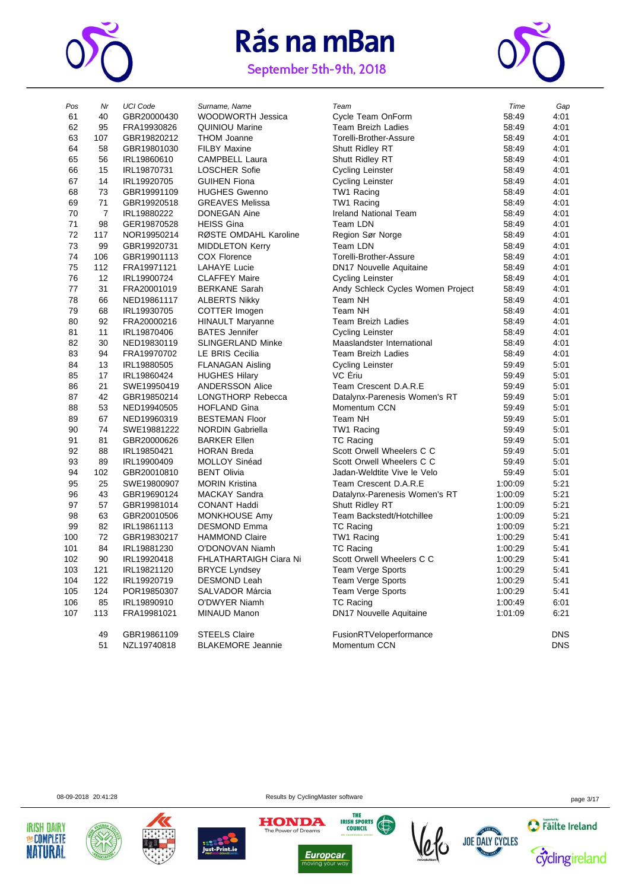# Rás na mBan

September 5th-9th, 2018

| Pos | Nr | UCI Code | Surname, Name | Team | Time | Gap |
|---|---|---|---|---|---|---|
| 61 | 40 | GBR20000430 | WOODWORTH Jessica | Cycle Team OnForm | 58:49 | 4:01 |
| 62 | 95 | FRA19930826 | QUINIOU Marine | Team Breizh Ladies | 58:49 | 4:01 |
| 63 | 107 | GBR19820212 | THOM Joanne | Torelli-Brother-Assure | 58:49 | 4:01 |
| 64 | 58 | GBR19801030 | FILBY Maxine | Shutt Ridley RT | 58:49 | 4:01 |
| 65 | 56 | IRL19860610 | CAMPBELL Laura | Shutt Ridley RT | 58:49 | 4:01 |
| 66 | 15 | IRL19870731 | LOSCHER Sofie | Cycling Leinster | 58:49 | 4:01 |
| 67 | 14 | IRL19920705 | GUIHEN Fiona | Cycling Leinster | 58:49 | 4:01 |
| 68 | 73 | GBR19991109 | HUGHES Gwenno | TW1 Racing | 58:49 | 4:01 |
| 69 | 71 | GBR19920518 | GREAVES Melissa | TW1 Racing | 58:49 | 4:01 |
| 70 | 7 | IRL19880222 | DONEGAN Aine | Ireland National Team | 58:49 | 4:01 |
| 71 | 98 | GER19870528 | HEISS Gina | Team LDN | 58:49 | 4:01 |
| 72 | 117 | NOR19950214 | RØSTE OMDAHL Karoline | Region Sør Norge | 58:49 | 4:01 |
| 73 | 99 | GBR19920731 | MIDDLETON Kerry | Team LDN | 58:49 | 4:01 |
| 74 | 106 | GBR19901113 | COX Florence | Torelli-Brother-Assure | 58:49 | 4:01 |
| 75 | 112 | FRA19971121 | LAHAYE Lucie | DN17 Nouvelle Aquitaine | 58:49 | 4:01 |
| 76 | 12 | IRL19900724 | CLAFFEY Maire | Cycling Leinster | 58:49 | 4:01 |
| 77 | 31 | FRA20001019 | BERKANE Sarah | Andy Schleck Cycles Women Project | 58:49 | 4:01 |
| 78 | 66 | NED19861117 | ALBERTS Nikky | Team NH | 58:49 | 4:01 |
| 79 | 68 | IRL19930705 | COTTER Imogen | Team NH | 58:49 | 4:01 |
| 80 | 92 | FRA20000216 | HINAULT Maryanne | Team Breizh Ladies | 58:49 | 4:01 |
| 81 | 11 | IRL19870406 | BATES Jennifer | Cycling Leinster | 58:49 | 4:01 |
| 82 | 30 | NED19830119 | SLINGERLAND Minke | Maaslandster International | 58:49 | 4:01 |
| 83 | 94 | FRA19970702 | LE BRIS Cecilia | Team Breizh Ladies | 58:49 | 4:01 |
| 84 | 13 | IRL19880505 | FLANAGAN Aisling | Cycling Leinster | 59:49 | 5:01 |
| 85 | 17 | IRL19860424 | HUGHES Hilary | VC Ériu | 59:49 | 5:01 |
| 86 | 21 | SWE19950419 | ANDERSSON Alice | Team Crescent D.A.R.E | 59:49 | 5:01 |
| 87 | 42 | GBR19850214 | LONGTHORP Rebecca | Datalynx-Parenesis Women's RT | 59:49 | 5:01 |
| 88 | 53 | NED19940505 | HOFLAND Gina | Momentum CCN | 59:49 | 5:01 |
| 89 | 67 | NED19960319 | BESTEMAN Floor | Team NH | 59:49 | 5:01 |
| 90 | 74 | SWE19881222 | NORDIN Gabriella | TW1 Racing | 59:49 | 5:01 |
| 91 | 81 | GBR20000626 | BARKER Ellen | TC Racing | 59:49 | 5:01 |
| 92 | 88 | IRL19850421 | HORAN Breda | Scott Orwell Wheelers C C | 59:49 | 5:01 |
| 93 | 89 | IRL19900409 | MOLLOY Sinéad | Scott Orwell Wheelers C C | 59:49 | 5:01 |
| 94 | 102 | GBR20010810 | BENT Olivia | Jadan-Weldtite Vive le Velo | 59:49 | 5:01 |
| 95 | 25 | SWE19800907 | MORIN Kristina | Team Crescent D.A.R.E | 1:00:09 | 5:21 |
| 96 | 43 | GBR19690124 | MACKAY Sandra | Datalynx-Parenesis Women's RT | 1:00:09 | 5:21 |
| 97 | 57 | GBR19981014 | CONANT Haddi | Shutt Ridley RT | 1:00:09 | 5:21 |
| 98 | 63 | GBR20010506 | MONKHOUSE Amy | Team Backstedt/Hotchillee | 1:00:09 | 5:21 |
| 99 | 82 | IRL19861113 | DESMOND Emma | TC Racing | 1:00:09 | 5:21 |
| 100 | 72 | GBR19830217 | HAMMOND Claire | TW1 Racing | 1:00:29 | 5:41 |
| 101 | 84 | IRL19881230 | O'DONOVAN Niamh | TC Racing | 1:00:29 | 5:41 |
| 102 | 90 | IRL19920418 | FHLATHARTAIGH Ciara Ni | Scott Orwell Wheelers C C | 1:00:29 | 5:41 |
| 103 | 121 | IRL19821120 | BRYCE Lyndsey | Team Verge Sports | 1:00:29 | 5:41 |
| 104 | 122 | IRL19920719 | DESMOND Leah | Team Verge Sports | 1:00:29 | 5:41 |
| 105 | 124 | POR19850307 | SALVADOR Márcia | Team Verge Sports | 1:00:29 | 5:41 |
| 106 | 85 | IRL19890910 | O'DWYER Niamh | TC Racing | 1:00:49 | 6:01 |
| 107 | 113 | FRA19981021 | MINAUD Manon | DN17 Nouvelle Aquitaine | 1:01:09 | 6:21 |
| | 49 | GBR19861109 | STEELS Claire | FusionRTVeloperformance | | DNS |
| | 51 | NZL19740818 | BLAKEMORE Jeannie | Momentum CCN | | DNS |

08-09-2018 20:41:28 Results by CyclingMaster software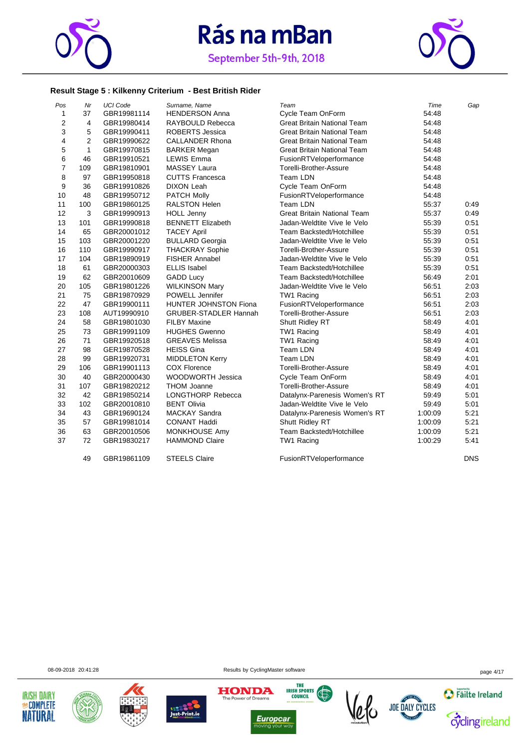# Rás na mBan

September 5th-9th, 2018

### Result Stage 5 : Kilkenny Criterium - Best British Rider

| Pos | Nr | UCI Code | Surname, Name | Team | Time | Gap |
|---|---|---|---|---|---|---|
| 1 | 37 | GBR19981114 | HENDERSON Anna | Cycle Team OnForm | 54:48 | |
| 2 | 4 | GBR19980414 | RAYBOULD Rebecca | Great Britain National Team | 54:48 | |
| 3 | 5 | GBR19990411 | ROBERTS Jessica | Great Britain National Team | 54:48 | |
| 4 | 2 | GBR19990622 | CALLANDER Rhona | Great Britain National Team | 54:48 | |
| 5 | 1 | GBR19970815 | BARKER Megan | Great Britain National Team | 54:48 | |
| 6 | 46 | GBR19910521 | LEWIS Emma | FusionRTVeloperformance | 54:48 | |
| 7 | 109 | GBR19810901 | MASSEY Laura | Torelli-Brother-Assure | 54:48 | |
| 8 | 97 | GBR19950818 | CUTTS Francesca | Team LDN | 54:48 | |
| 9 | 36 | GBR19910826 | DIXON Leah | Cycle Team OnForm | 54:48 | |
| 10 | 48 | GBR19950712 | PATCH Molly | FusionRTVeloperformance | 54:48 | |
| 11 | 100 | GBR19860125 | RALSTON Helen | Team LDN | 55:37 | 0:49 |
| 12 | 3 | GBR19990913 | HOLL Jenny | Great Britain National Team | 55:37 | 0:49 |
| 13 | 101 | GBR19990818 | BENNETT Elizabeth | Jadan-Weldtite Vive le Velo | 55:39 | 0:51 |
| 14 | 65 | GBR20001012 | TACEY April | Team Backstedt/Hotchillee | 55:39 | 0:51 |
| 15 | 103 | GBR20001220 | BULLARD Georgia | Jadan-Weldtite Vive le Velo | 55:39 | 0:51 |
| 16 | 110 | GBR19990917 | THACKRAY Sophie | Torelli-Brother-Assure | 55:39 | 0:51 |
| 17 | 104 | GBR19890919 | FISHER Annabel | Jadan-Weldtite Vive le Velo | 55:39 | 0:51 |
| 18 | 61 | GBR20000303 | ELLIS Isabel | Team Backstedt/Hotchillee | 55:39 | 0:51 |
| 19 | 62 | GBR20010609 | GADD Lucy | Team Backstedt/Hotchillee | 56:49 | 2:01 |
| 20 | 105 | GBR19801226 | WILKINSON Mary | Jadan-Weldtite Vive le Velo | 56:51 | 2:03 |
| 21 | 75 | GBR19870929 | POWELL Jennifer | TW1 Racing | 56:51 | 2:03 |
| 22 | 47 | GBR19900111 | HUNTER JOHNSTON Fiona | FusionRTVeloperformance | 56:51 | 2:03 |
| 23 | 108 | AUT19990910 | GRUBER-STADLER Hannah | Torelli-Brother-Assure | 56:51 | 2:03 |
| 24 | 58 | GBR19801030 | FILBY Maxine | Shutt Ridley RT | 58:49 | 4:01 |
| 25 | 73 | GBR19991109 | HUGHES Gwenno | TW1 Racing | 58:49 | 4:01 |
| 26 | 71 | GBR19920518 | GREAVES Melissa | TW1 Racing | 58:49 | 4:01 |
| 27 | 98 | GER19870528 | HEISS Gina | Team LDN | 58:49 | 4:01 |
| 28 | 99 | GBR19920731 | MIDDLETON Kerry | Team LDN | 58:49 | 4:01 |
| 29 | 106 | GBR19901113 | COX Florence | Torelli-Brother-Assure | 58:49 | 4:01 |
| 30 | 40 | GBR20000430 | WOODWORTH Jessica | Cycle Team OnForm | 58:49 | 4:01 |
| 31 | 107 | GBR19820212 | THOM Joanne | Torelli-Brother-Assure | 58:49 | 4:01 |
| 32 | 42 | GBR19850214 | LONGTHORP Rebecca | Datalynx-Parenesis Women's RT | 59:49 | 5:01 |
| 33 | 102 | GBR20010810 | BENT Olivia | Jadan-Weldtite Vive le Velo | 59:49 | 5:01 |
| 34 | 43 | GBR19690124 | MACKAY Sandra | Datalynx-Parenesis Women's RT | 1:00:09 | 5:21 |
| 35 | 57 | GBR19981014 | CONANT Haddi | Shutt Ridley RT | 1:00:09 | 5:21 |
| 36 | 63 | GBR20010506 | MONKHOUSE Amy | Team Backstedt/Hotchillee | 1:00:09 | 5:21 |
| 37 | 72 | GBR19830217 | HAMMOND Claire | TW1 Racing | 1:00:29 | 5:41 |
| | 49 | GBR19861109 | STEELS Claire | FusionRTVeloperformance | | DNS |

08-09-2018 20:41:28

Results by CyclingMaster software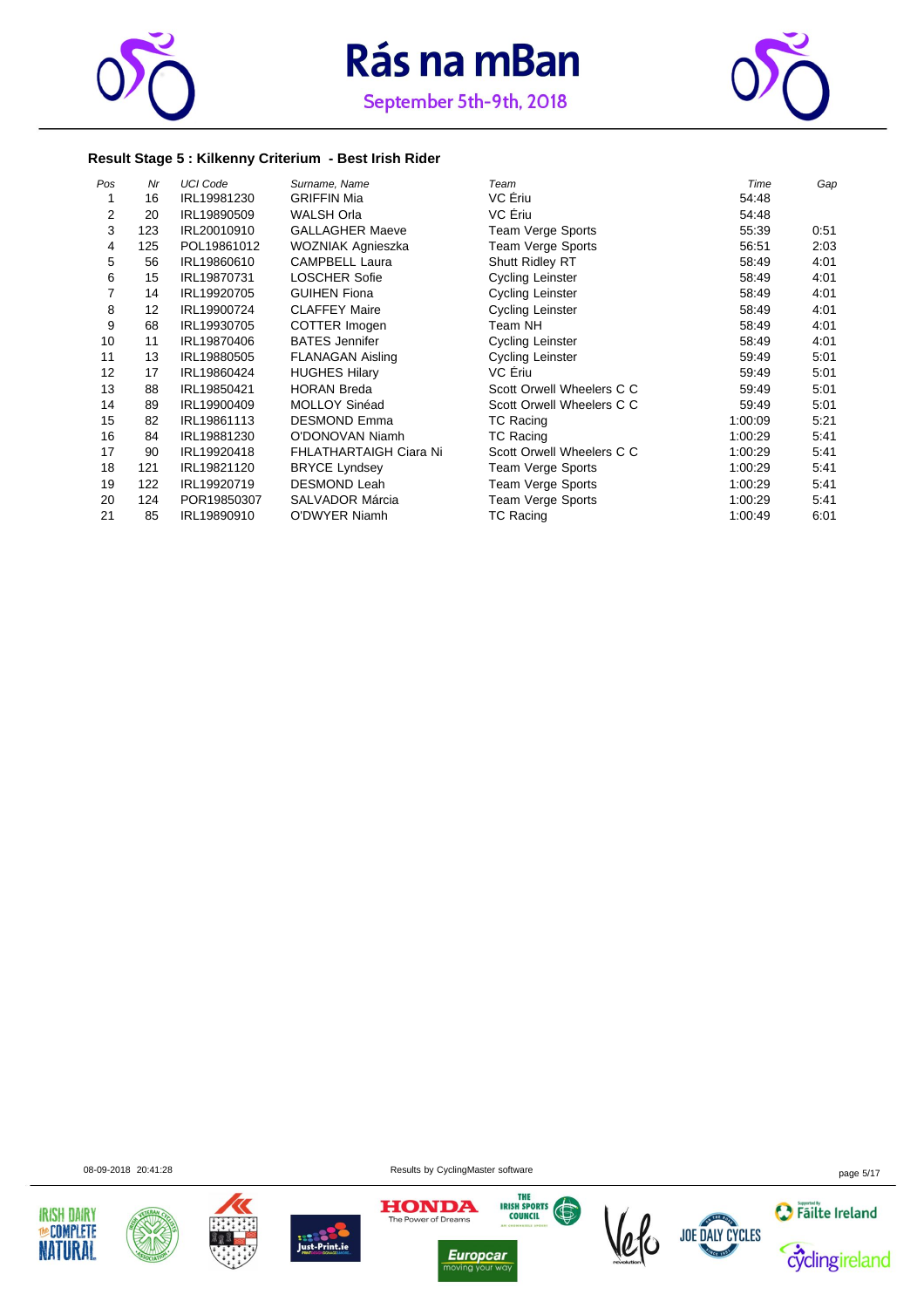# Rás na mBan

September 5th-9th, 2018

### Result Stage 5 : Kilkenny Criterium - Best Irish Rider

| Pos | Nr | UCI Code | Surname, Name | Team | Time | Gap |
|---|---|---|---|---|---|---|
| 1 | 16 | IRL19981230 | GRIFFIN Mia | VC Ériu | 54:48 | |
| 2 | 20 | IRL19890509 | WALSH Orla | VC Ériu | 54:48 | |
| 3 | 123 | IRL20010910 | GALLAGHER Maeve | Team Verge Sports | 55:39 | 0:51 |
| 4 | 125 | POL19861012 | WOZNIAK Agnieszka | Team Verge Sports | 56:51 | 2:03 |
| 5 | 56 | IRL19860610 | CAMPBELL Laura | Shutt Ridley RT | 58:49 | 4:01 |
| 6 | 15 | IRL19870731 | LOSCHER Sofie | Cycling Leinster | 58:49 | 4:01 |
| 7 | 14 | IRL19920705 | GUIHEN Fiona | Cycling Leinster | 58:49 | 4:01 |
| 8 | 12 | IRL19900724 | CLAFFEY Maire | Cycling Leinster | 58:49 | 4:01 |
| 9 | 68 | IRL19930705 | COTTER Imogen | Team NH | 58:49 | 4:01 |
| 10 | 11 | IRL19870406 | BATES Jennifer | Cycling Leinster | 58:49 | 4:01 |
| 11 | 13 | IRL19880505 | FLANAGAN Aisling | Cycling Leinster | 59:49 | 5:01 |
| 12 | 17 | IRL19860424 | HUGHES Hilary | VC Ériu | 59:49 | 5:01 |
| 13 | 88 | IRL19850421 | HORAN Breda | Scott Orwell Wheelers C C | 59:49 | 5:01 |
| 14 | 89 | IRL19900409 | MOLLOY Sinéad | Scott Orwell Wheelers C C | 59:49 | 5:01 |
| 15 | 82 | IRL19861113 | DESMOND Emma | TC Racing | 1:00:09 | 5:21 |
| 16 | 84 | IRL19881230 | O'DONOVAN Niamh | TC Racing | 1:00:29 | 5:41 |
| 17 | 90 | IRL19920418 | FHLATHARTAIGH Ciara Ni | Scott Orwell Wheelers C C | 1:00:29 | 5:41 |
| 18 | 121 | IRL19821120 | BRYCE Lyndsey | Team Verge Sports | 1:00:29 | 5:41 |
| 19 | 122 | IRL19920719 | DESMOND Leah | Team Verge Sports | 1:00:29 | 5:41 |
| 20 | 124 | POR19850307 | SALVADOR Márcia | Team Verge Sports | 1:00:29 | 5:41 |
| 21 | 85 | IRL19890910 | O'DWYER Niamh | TC Racing | 1:00:49 | 6:01 |

08-09-2018 20:41:28 Results by CyclingMaster software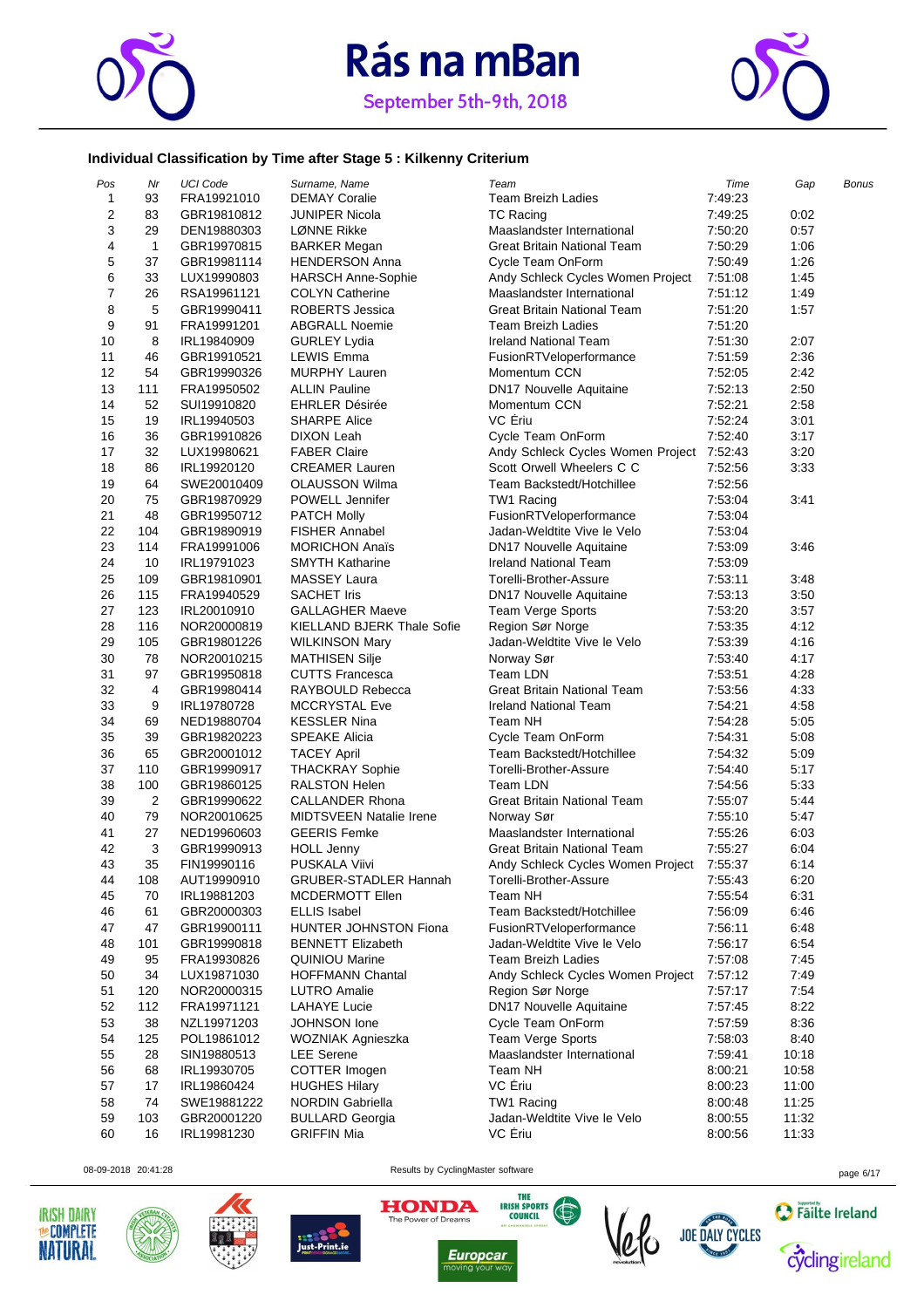# Rás na mBan

September 5th-9th, 2018

### Individual Classification by Time after Stage 5 : Kilkenny Criterium

| Pos | Nr | UCI Code | Surname, Name | Team | Time | Gap | Bonus |
|---|---|---|---|---|---|---|---|
| 1 | 93 | FRA19921010 | DEMAY Coralie | Team Breizh Ladies | 7:49:23 | | |
| 2 | 83 | GBR19810812 | JUNIPER Nicola | TC Racing | 7:49:25 | 0:02 | |
| 3 | 29 | DEN19880303 | LØNNE Rikke | Maaslandster International | 7:50:20 | 0:57 | |
| 4 | 1 | GBR19970815 | BARKER Megan | Great Britain National Team | 7:50:29 | 1:06 | |
| 5 | 37 | GBR19981114 | HENDERSON Anna | Cycle Team OnForm | 7:50:49 | 1:26 | |
| 6 | 33 | LUX19990803 | HARSCH Anne-Sophie | Andy Schleck Cycles Women Project | 7:51:08 | 1:45 | |
| 7 | 26 | RSA19961121 | COLYN Catherine | Maaslandster International | 7:51:12 | 1:49 | |
| 8 | 5 | GBR19990411 | ROBERTS Jessica | Great Britain National Team | 7:51:20 | 1:57 | |
| 9 | 91 | FRA19991201 | ABGRALL Noemie | Team Breizh Ladies | 7:51:20 | | |
| 10 | 8 | IRL19840909 | GURLEY Lydia | Ireland National Team | 7:51:30 | 2:07 | |
| 11 | 46 | GBR19910521 | LEWIS Emma | FusionRTVeloperformance | 7:51:59 | 2:36 | |
| 12 | 54 | GBR19990326 | MURPHY Lauren | Momentum CCN | 7:52:05 | 2:42 | |
| 13 | 111 | FRA19950502 | ALLIN Pauline | DN17 Nouvelle Aquitaine | 7:52:13 | 2:50 | |
| 14 | 52 | SUI19910820 | EHRLER Désirée | Momentum CCN | 7:52:21 | 2:58 | |
| 15 | 19 | IRL19940503 | SHARPE Alice | VC Ériu | 7:52:24 | 3:01 | |
| 16 | 36 | GBR19910826 | DIXON Leah | Cycle Team OnForm | 7:52:40 | 3:17 | |
| 17 | 32 | LUX19980621 | FABER Claire | Andy Schleck Cycles Women Project | 7:52:43 | 3:20 | |
| 18 | 86 | IRL19920120 | CREAMER Lauren | Scott Orwell Wheelers C C | 7:52:56 | 3:33 | |
| 19 | 64 | SWE20010409 | OLAUSSON Wilma | Team Backstedt/Hotchillee | 7:52:56 | | |
| 20 | 75 | GBR19870929 | POWELL Jennifer | TW1 Racing | 7:53:04 | 3:41 | |
| 21 | 48 | GBR19950712 | PATCH Molly | FusionRTVeloperformance | 7:53:04 | | |
| 22 | 104 | GBR19890919 | FISHER Annabel | Jadan-Weldtite Vive le Velo | 7:53:04 | | |
| 23 | 114 | FRA19991006 | MORICHON Anaïs | DN17 Nouvelle Aquitaine | 7:53:09 | 3:46 | |
| 24 | 10 | IRL19791023 | SMYTH Katharine | Ireland National Team | 7:53:09 | | |
| 25 | 109 | GBR19810901 | MASSEY Laura | Torelli-Brother-Assure | 7:53:11 | 3:48 | |
| 26 | 115 | FRA19940529 | SACHET Iris | DN17 Nouvelle Aquitaine | 7:53:13 | 3:50 | |
| 27 | 123 | IRL20010910 | GALLAGHER Maeve | Team Verge Sports | 7:53:20 | 3:57 | |
| 28 | 116 | NOR20000819 | KIELLAND BJERK Thale Sofie | Region Sør Norge | 7:53:35 | 4:12 | |
| 29 | 105 | GBR19801226 | WILKINSON Mary | Jadan-Weldtite Vive le Velo | 7:53:39 | 4:16 | |
| 30 | 78 | NOR20010215 | MATHISEN Silje | Norway Sør | 7:53:40 | 4:17 | |
| 31 | 97 | GBR19950818 | CUTTS Francesca | Team LDN | 7:53:51 | 4:28 | |
| 32 | 4 | GBR19980414 | RAYBOULD Rebecca | Great Britain National Team | 7:53:56 | 4:33 | |
| 33 | 9 | IRL19780728 | MCCRYSTAL Eve | Ireland National Team | 7:54:21 | 4:58 | |
| 34 | 69 | NED19880704 | KESSLER Nina | Team NH | 7:54:28 | 5:05 | |
| 35 | 39 | GBR19820223 | SPEAKE Alicia | Cycle Team OnForm | 7:54:31 | 5:08 | |
| 36 | 65 | GBR20001012 | TACEY April | Team Backstedt/Hotchillee | 7:54:32 | 5:09 | |
| 37 | 110 | GBR19990917 | THACKRAY Sophie | Torelli-Brother-Assure | 7:54:40 | 5:17 | |
| 38 | 100 | GBR19860125 | RALSTON Helen | Team LDN | 7:54:56 | 5:33 | |
| 39 | 2 | GBR19990622 | CALLANDER Rhona | Great Britain National Team | 7:55:07 | 5:44 | |
| 40 | 79 | NOR20010625 | MIDTSVEEN Natalie Irene | Norway Sør | 7:55:10 | 5:47 | |
| 41 | 27 | NED19960603 | GEERIS Femke | Maaslandster International | 7:55:26 | 6:03 | |
| 42 | 3 | GBR19990913 | HOLL Jenny | Great Britain National Team | 7:55:27 | 6:04 | |
| 43 | 35 | FIN19990116 | PUSKALA Viivi | Andy Schleck Cycles Women Project | 7:55:37 | 6:14 | |
| 44 | 108 | AUT19990910 | GRUBER-STADLER Hannah | Torelli-Brother-Assure | 7:55:43 | 6:20 | |
| 45 | 70 | IRL19881203 | MCDERMOTT Ellen | Team NH | 7:55:54 | 6:31 | |
| 46 | 61 | GBR20000303 | ELLIS Isabel | Team Backstedt/Hotchillee | 7:56:09 | 6:46 | |
| 47 | 47 | GBR19900111 | HUNTER JOHNSTON Fiona | FusionRTVeloperformance | 7:56:11 | 6:48 | |
| 48 | 101 | GBR19990818 | BENNETT Elizabeth | Jadan-Weldtite Vive le Velo | 7:56:17 | 6:54 | |
| 49 | 95 | FRA19930826 | QUINIOU Marine | Team Breizh Ladies | 7:57:08 | 7:45 | |
| 50 | 34 | LUX19871030 | HOFFMANN Chantal | Andy Schleck Cycles Women Project | 7:57:12 | 7:49 | |
| 51 | 120 | NOR20000315 | LUTRO Amalie | Region Sør Norge | 7:57:17 | 7:54 | |
| 52 | 112 | FRA19971121 | LAHAYE Lucie | DN17 Nouvelle Aquitaine | 7:57:45 | 8:22 | |
| 53 | 38 | NZL19971203 | JOHNSON Ione | Cycle Team OnForm | 7:57:59 | 8:36 | |
| 54 | 125 | POL19861012 | WOZNIAK Agnieszka | Team Verge Sports | 7:58:03 | 8:40 | |
| 55 | 28 | SIN19880513 | LEE Serene | Maaslandster International | 7:59:41 | 10:18 | |
| 56 | 68 | IRL19930705 | COTTER Imogen | Team NH | 8:00:21 | 10:58 | |
| 57 | 17 | IRL19860424 | HUGHES Hilary | VC Ériu | 8:00:23 | 11:00 | |
| 58 | 74 | SWE19881222 | NORDIN Gabriella | TW1 Racing | 8:00:48 | 11:25 | |
| 59 | 103 | GBR20001220 | BULLARD Georgia | Jadan-Weldtite Vive le Velo | 8:00:55 | 11:32 | |
| 60 | 16 | IRL19981230 | GRIFFIN Mia | VC Ériu | 8:00:56 | 11:33 | |

08-09-2018 20:41:28 Results by CyclingMaster software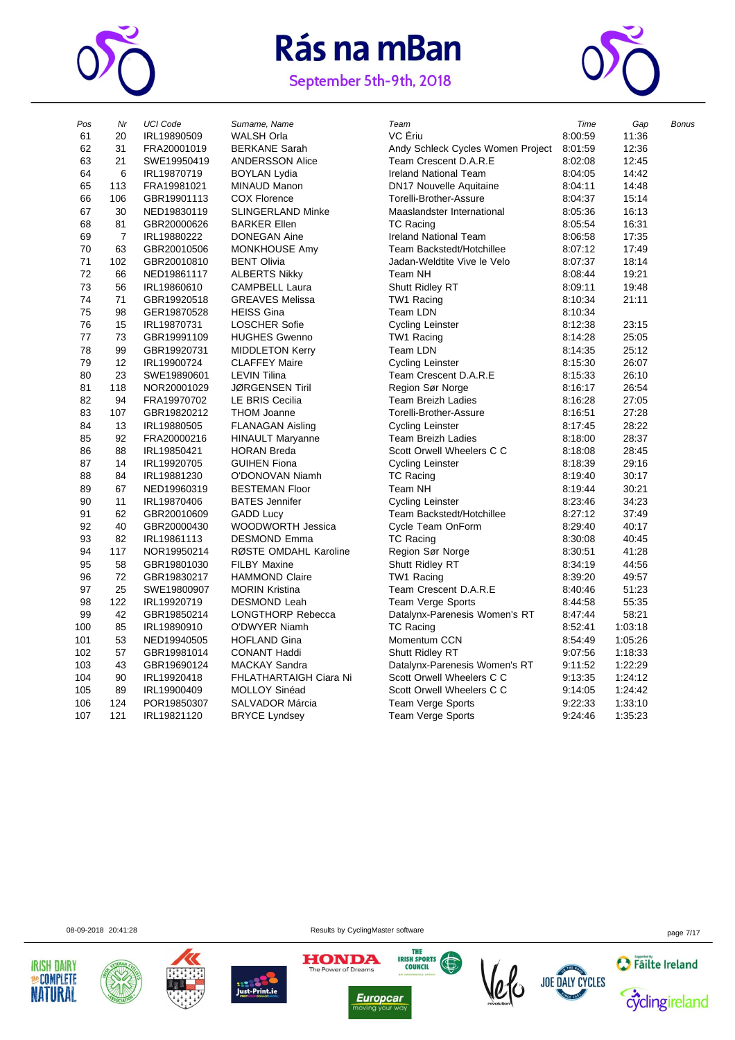# Rás na mBan

September 5th-9th, 2018

| Pos | Nr | UCI Code | Surname, Name | Team | Time | Gap | Bonus |
|---|---|---|---|---|---|---|---|
| 61 | 20 | IRL19890509 | WALSH Orla | VC Ériu | 8:00:59 | 11:36 | |
| 62 | 31 | FRA20001019 | BERKANE Sarah | Andy Schleck Cycles Women Project | 8:01:59 | 12:36 | |
| 63 | 21 | SWE19950419 | ANDERSSON Alice | Team Crescent D.A.R.E | 8:02:08 | 12:45 | |
| 64 | 6 | IRL19870719 | BOYLAN Lydia | Ireland National Team | 8:04:05 | 14:42 | |
| 65 | 113 | FRA19981021 | MINAUD Manon | DN17 Nouvelle Aquitaine | 8:04:11 | 14:48 | |
| 66 | 106 | GBR19901113 | COX Florence | Torelli-Brother-Assure | 8:04:37 | 15:14 | |
| 67 | 30 | NED19830119 | SLINGERLAND Minke | Maaslandster International | 8:05:36 | 16:13 | |
| 68 | 81 | GBR20000626 | BARKER Ellen | TC Racing | 8:05:54 | 16:31 | |
| 69 | 7 | IRL19880222 | DONEGAN Aine | Ireland National Team | 8:06:58 | 17:35 | |
| 70 | 63 | GBR20010506 | MONKHOUSE Amy | Team Backstedt/Hotchillee | 8:07:12 | 17:49 | |
| 71 | 102 | GBR20010810 | BENT Olivia | Jadan-Weldtite Vive le Velo | 8:07:37 | 18:14 | |
| 72 | 66 | NED19861117 | ALBERTS Nikky | Team NH | 8:08:44 | 19:21 | |
| 73 | 56 | IRL19860610 | CAMPBELL Laura | Shutt Ridley RT | 8:09:11 | 19:48 | |
| 74 | 71 | GBR19920518 | GREAVES Melissa | TW1 Racing | 8:10:34 | 21:11 | |
| 75 | 98 | GER19870528 | HEISS Gina | Team LDN | 8:10:34 | | |
| 76 | 15 | IRL19870731 | LOSCHER Sofie | Cycling Leinster | 8:12:38 | 23:15 | |
| 77 | 73 | GBR19991109 | HUGHES Gwenno | TW1 Racing | 8:14:28 | 25:05 | |
| 78 | 99 | GBR19920731 | MIDDLETON Kerry | Team LDN | 8:14:35 | 25:12 | |
| 79 | 12 | IRL19900724 | CLAFFEY Maire | Cycling Leinster | 8:15:30 | 26:07 | |
| 80 | 23 | SWE19890601 | LEVIN Tilina | Team Crescent D.A.R.E | 8:15:33 | 26:10 | |
| 81 | 118 | NOR20001029 | JØRGENSEN Tiril | Region Sør Norge | 8:16:17 | 26:54 | |
| 82 | 94 | FRA19970702 | LE BRIS Cecilia | Team Breizh Ladies | 8:16:28 | 27:05 | |
| 83 | 107 | GBR19820212 | THOM Joanne | Torelli-Brother-Assure | 8:16:51 | 27:28 | |
| 84 | 13 | IRL19880505 | FLANAGAN Aisling | Cycling Leinster | 8:17:45 | 28:22 | |
| 85 | 92 | FRA20000216 | HINAULT Maryanne | Team Breizh Ladies | 8:18:00 | 28:37 | |
| 86 | 88 | IRL19850421 | HORAN Breda | Scott Orwell Wheelers C C | 8:18:08 | 28:45 | |
| 87 | 14 | IRL19920705 | GUIHEN Fiona | Cycling Leinster | 8:18:39 | 29:16 | |
| 88 | 84 | IRL19881230 | O'DONOVAN Niamh | TC Racing | 8:19:40 | 30:17 | |
| 89 | 67 | NED19960319 | BESTEMAN Floor | Team NH | 8:19:44 | 30:21 | |
| 90 | 11 | IRL19870406 | BATES Jennifer | Cycling Leinster | 8:23:46 | 34:23 | |
| 91 | 62 | GBR20010609 | GADD Lucy | Team Backstedt/Hotchillee | 8:27:12 | 37:49 | |
| 92 | 40 | GBR20000430 | WOODWORTH Jessica | Cycle Team OnForm | 8:29:40 | 40:17 | |
| 93 | 82 | IRL19861113 | DESMOND Emma | TC Racing | 8:30:08 | 40:45 | |
| 94 | 117 | NOR19950214 | RØSTE OMDAHL Karoline | Region Sør Norge | 8:30:51 | 41:28 | |
| 95 | 58 | GBR19801030 | FILBY Maxine | Shutt Ridley RT | 8:34:19 | 44:56 | |
| 96 | 72 | GBR19830217 | HAMMOND Claire | TW1 Racing | 8:39:20 | 49:57 | |
| 97 | 25 | SWE19800907 | MORIN Kristina | Team Crescent D.A.R.E | 8:40:46 | 51:23 | |
| 98 | 122 | IRL19920719 | DESMOND Leah | Team Verge Sports | 8:44:58 | 55:35 | |
| 99 | 42 | GBR19850214 | LONGTHORP Rebecca | Datalynx-Parenesis Women's RT | 8:47:44 | 58:21 | |
| 100 | 85 | IRL19890910 | O'DWYER Niamh | TC Racing | 8:52:41 | 1:03:18 | |
| 101 | 53 | NED19940505 | HOFLAND Gina | Momentum CCN | 8:54:49 | 1:05:26 | |
| 102 | 57 | GBR19981014 | CONANT Haddi | Shutt Ridley RT | 9:07:56 | 1:18:33 | |
| 103 | 43 | GBR19690124 | MACKAY Sandra | Datalynx-Parenesis Women's RT | 9:11:52 | 1:22:29 | |
| 104 | 90 | IRL19920418 | FHLATHARTAIGH Ciara Ni | Scott Orwell Wheelers C C | 9:13:35 | 1:24:12 | |
| 105 | 89 | IRL19900409 | MOLLOY Sinéad | Scott Orwell Wheelers C C | 9:14:05 | 1:24:42 | |
| 106 | 124 | POR19850307 | SALVADOR Márcia | Team Verge Sports | 9:22:33 | 1:33:10 | |
| 107 | 121 | IRL19821120 | BRYCE Lyndsey | Team Verge Sports | 9:24:46 | 1:35:23 | |

08-09-2018 20:41:28 Results by CyclingMaster software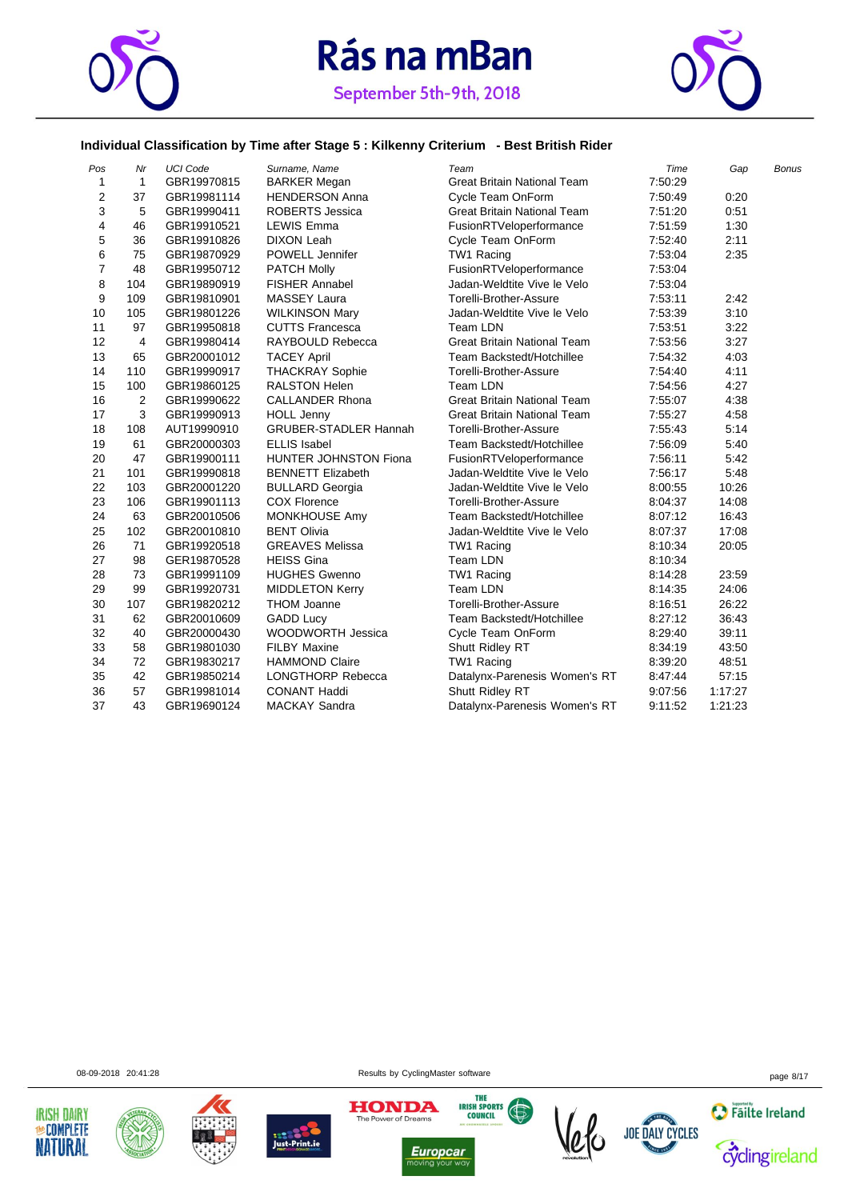# Rás na mBan

September 5th-9th, 2018

### Individual Classification by Time after Stage 5 : Kilkenny Criterium - Best British Rider

| Pos | Nr | UCI Code | Surname, Name | Team | Time | Gap | Bonus |
|---|---|---|---|---|---|---|---|
| 1 | 1 | GBR19970815 | BARKER Megan | Great Britain National Team | 7:50:29 | | |
| 2 | 37 | GBR19981114 | HENDERSON Anna | Cycle Team OnForm | 7:50:49 | 0:20 | |
| 3 | 5 | GBR19990411 | ROBERTS Jessica | Great Britain National Team | 7:51:20 | 0:51 | |
| 4 | 46 | GBR19910521 | LEWIS Emma | FusionRTVeloperformance | 7:51:59 | 1:30 | |
| 5 | 36 | GBR19910826 | DIXON Leah | Cycle Team OnForm | 7:52:40 | 2:11 | |
| 6 | 75 | GBR19870929 | POWELL Jennifer | TW1 Racing | 7:53:04 | 2:35 | |
| 7 | 48 | GBR19950712 | PATCH Molly | FusionRTVeloperformance | 7:53:04 | | |
| 8 | 104 | GBR19890919 | FISHER Annabel | Jadan-Weldtite Vive le Velo | 7:53:04 | | |
| 9 | 109 | GBR19810901 | MASSEY Laura | Torelli-Brother-Assure | 7:53:11 | 2:42 | |
| 10 | 105 | GBR19801226 | WILKINSON Mary | Jadan-Weldtite Vive le Velo | 7:53:39 | 3:10 | |
| 11 | 97 | GBR19950818 | CUTTS Francesca | Team LDN | 7:53:51 | 3:22 | |
| 12 | 4 | GBR19980414 | RAYBOULD Rebecca | Great Britain National Team | 7:53:56 | 3:27 | |
| 13 | 65 | GBR20001012 | TACEY April | Team Backstedt/Hotchillee | 7:54:32 | 4:03 | |
| 14 | 110 | GBR19990917 | THACKRAY Sophie | Torelli-Brother-Assure | 7:54:40 | 4:11 | |
| 15 | 100 | GBR19860125 | RALSTON Helen | Team LDN | 7:54:56 | 4:27 | |
| 16 | 2 | GBR19990622 | CALLANDER Rhona | Great Britain National Team | 7:55:07 | 4:38 | |
| 17 | 3 | GBR19990913 | HOLL Jenny | Great Britain National Team | 7:55:27 | 4:58 | |
| 18 | 108 | AUT19990910 | GRUBER-STADLER Hannah | Torelli-Brother-Assure | 7:55:43 | 5:14 | |
| 19 | 61 | GBR20000303 | ELLIS Isabel | Team Backstedt/Hotchillee | 7:56:09 | 5:40 | |
| 20 | 47 | GBR19900111 | HUNTER JOHNSTON Fiona | FusionRTVeloperformance | 7:56:11 | 5:42 | |
| 21 | 101 | GBR19990818 | BENNETT Elizabeth | Jadan-Weldtite Vive le Velo | 7:56:17 | 5:48 | |
| 22 | 103 | GBR20001220 | BULLARD Georgia | Jadan-Weldtite Vive le Velo | 8:00:55 | 10:26 | |
| 23 | 106 | GBR19901113 | COX Florence | Torelli-Brother-Assure | 8:04:37 | 14:08 | |
| 24 | 63 | GBR20010506 | MONKHOUSE Amy | Team Backstedt/Hotchillee | 8:07:12 | 16:43 | |
| 25 | 102 | GBR20010810 | BENT Olivia | Jadan-Weldtite Vive le Velo | 8:07:37 | 17:08 | |
| 26 | 71 | GBR19920518 | GREAVES Melissa | TW1 Racing | 8:10:34 | 20:05 | |
| 27 | 98 | GER19870528 | HEISS Gina | Team LDN | 8:10:34 | | |
| 28 | 73 | GBR19991109 | HUGHES Gwenno | TW1 Racing | 8:14:28 | 23:59 | |
| 29 | 99 | GBR19920731 | MIDDLETON Kerry | Team LDN | 8:14:35 | 24:06 | |
| 30 | 107 | GBR19820212 | THOM Joanne | Torelli-Brother-Assure | 8:16:51 | 26:22 | |
| 31 | 62 | GBR20010609 | GADD Lucy | Team Backstedt/Hotchillee | 8:27:12 | 36:43 | |
| 32 | 40 | GBR20000430 | WOODWORTH Jessica | Cycle Team OnForm | 8:29:40 | 39:11 | |
| 33 | 58 | GBR19801030 | FILBY Maxine | Shutt Ridley RT | 8:34:19 | 43:50 | |
| 34 | 72 | GBR19830217 | HAMMOND Claire | TW1 Racing | 8:39:20 | 48:51 | |
| 35 | 42 | GBR19850214 | LONGTHORP Rebecca | Datalynx-Parenesis Women's RT | 8:47:44 | 57:15 | |
| 36 | 57 | GBR19981014 | CONANT Haddi | Shutt Ridley RT | 9:07:56 | 1:17:27 | |
| 37 | 43 | GBR19690124 | MACKAY Sandra | Datalynx-Parenesis Women's RT | 9:11:52 | 1:21:23 | |

08-09-2018 20:41:28 Results by CyclingMaster software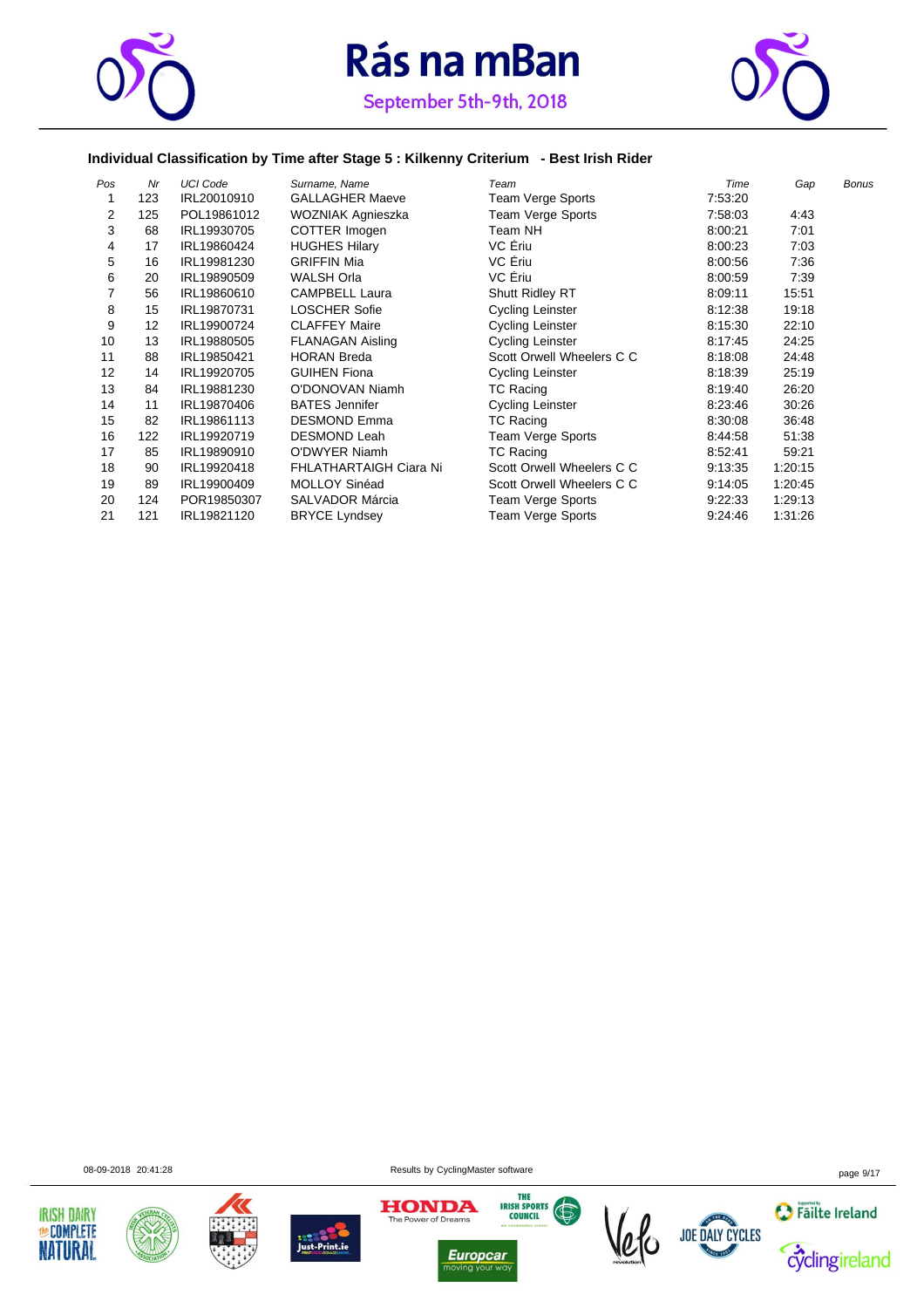# Rás na mBan

September 5th-9th, 2018

### Individual Classification by Time after Stage 5 : Kilkenny Criterium - Best Irish Rider

| Pos | Nr | UCI Code | Surname, Name | Team | Time | Gap | Bonus |
|---|---|---|---|---|---|---|---|
| 1 | 123 | IRL20010910 | GALLAGHER Maeve | Team Verge Sports | 7:53:20 | | |
| 2 | 125 | POL19861012 | WOZNIAK Agnieszka | Team Verge Sports | 7:58:03 | 4:43 | |
| 3 | 68 | IRL19930705 | COTTER Imogen | Team NH | 8:00:21 | 7:01 | |
| 4 | 17 | IRL19860424 | HUGHES Hilary | VC Ériu | 8:00:23 | 7:03 | |
| 5 | 16 | IRL19981230 | GRIFFIN Mia | VC Ériu | 8:00:56 | 7:36 | |
| 6 | 20 | IRL19890509 | WALSH Orla | VC Ériu | 8:00:59 | 7:39 | |
| 7 | 56 | IRL19860610 | CAMPBELL Laura | Shutt Ridley RT | 8:09:11 | 15:51 | |
| 8 | 15 | IRL19870731 | LOSCHER Sofie | Cycling Leinster | 8:12:38 | 19:18 | |
| 9 | 12 | IRL19900724 | CLAFFEY Maire | Cycling Leinster | 8:15:30 | 22:10 | |
| 10 | 13 | IRL19880505 | FLANAGAN Aisling | Cycling Leinster | 8:17:45 | 24:25 | |
| 11 | 88 | IRL19850421 | HORAN Breda | Scott Orwell Wheelers C C | 8:18:08 | 24:48 | |
| 12 | 14 | IRL19920705 | GUIHEN Fiona | Cycling Leinster | 8:18:39 | 25:19 | |
| 13 | 84 | IRL19881230 | O'DONOVAN Niamh | TC Racing | 8:19:40 | 26:20 | |
| 14 | 11 | IRL19870406 | BATES Jennifer | Cycling Leinster | 8:23:46 | 30:26 | |
| 15 | 82 | IRL19861113 | DESMOND Emma | TC Racing | 8:30:08 | 36:48 | |
| 16 | 122 | IRL19920719 | DESMOND Leah | Team Verge Sports | 8:44:58 | 51:38 | |
| 17 | 85 | IRL19890910 | O'DWYER Niamh | TC Racing | 8:52:41 | 59:21 | |
| 18 | 90 | IRL19920418 | FHLATHARTAIGH Ciara Ni | Scott Orwell Wheelers C C | 9:13:35 | 1:20:15 | |
| 19 | 89 | IRL19900409 | MOLLOY Sinéad | Scott Orwell Wheelers C C | 9:14:05 | 1:20:45 | |
| 20 | 124 | POR19850307 | SALVADOR Márcia | Team Verge Sports | 9:22:33 | 1:29:13 | |
| 21 | 121 | IRL19821120 | BRYCE Lyndsey | Team Verge Sports | 9:24:46 | 1:31:26 | |

08-09-2018 20:41:28

Results by CyclingMaster software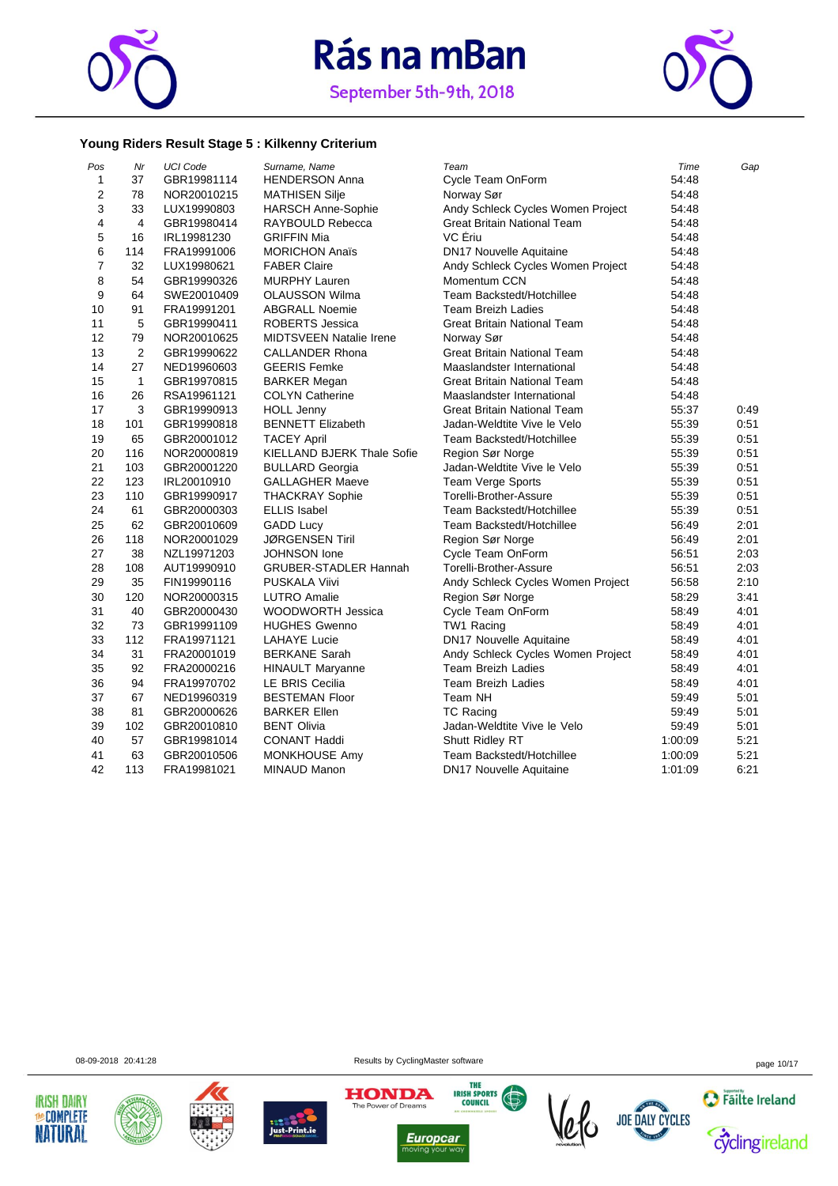# Rás na mBan

September 5th-9th, 2018

### Young Riders Result Stage 5 : Kilkenny Criterium

| Pos | Nr | UCI Code | Surname, Name | Team | Time | Gap |
|---|---|---|---|---|---|---|
| 1 | 37 | GBR19981114 | HENDERSON Anna | Cycle Team OnForm | 54:48 | |
| 2 | 78 | NOR20010215 | MATHISEN Silje | Norway Sør | 54:48 | |
| 3 | 33 | LUX19990803 | HARSCH Anne-Sophie | Andy Schleck Cycles Women Project | 54:48 | |
| 4 | 4 | GBR19980414 | RAYBOULD Rebecca | Great Britain National Team | 54:48 | |
| 5 | 16 | IRL19981230 | GRIFFIN Mia | VC Ériu | 54:48 | |
| 6 | 114 | FRA19991006 | MORICHON Anaïs | DN17 Nouvelle Aquitaine | 54:48 | |
| 7 | 32 | LUX19980621 | FABER Claire | Andy Schleck Cycles Women Project | 54:48 | |
| 8 | 54 | GBR19990326 | MURPHY Lauren | Momentum CCN | 54:48 | |
| 9 | 64 | SWE20010409 | OLAUSSON Wilma | Team Backstedt/Hotchillee | 54:48 | |
| 10 | 91 | FRA19991201 | ABGRALL Noemie | Team Breizh Ladies | 54:48 | |
| 11 | 5 | GBR19990411 | ROBERTS Jessica | Great Britain National Team | 54:48 | |
| 12 | 79 | NOR20010625 | MIDTSVEEN Natalie Irene | Norway Sør | 54:48 | |
| 13 | 2 | GBR19990622 | CALLANDER Rhona | Great Britain National Team | 54:48 | |
| 14 | 27 | NED19960603 | GEERIS Femke | Maaslandster International | 54:48 | |
| 15 | 1 | GBR19970815 | BARKER Megan | Great Britain National Team | 54:48 | |
| 16 | 26 | RSA19961121 | COLYN Catherine | Maaslandster International | 54:48 | |
| 17 | 3 | GBR19990913 | HOLL Jenny | Great Britain National Team | 55:37 | 0:49 |
| 18 | 101 | GBR19990818 | BENNETT Elizabeth | Jadan-Weldtite Vive le Velo | 55:39 | 0:51 |
| 19 | 65 | GBR20001012 | TACEY April | Team Backstedt/Hotchillee | 55:39 | 0:51 |
| 20 | 116 | NOR20000819 | KIELLAND BJERK Thale Sofie | Region Sør Norge | 55:39 | 0:51 |
| 21 | 103 | GBR20001220 | BULLARD Georgia | Jadan-Weldtite Vive le Velo | 55:39 | 0:51 |
| 22 | 123 | IRL20010910 | GALLAGHER Maeve | Team Verge Sports | 55:39 | 0:51 |
| 23 | 110 | GBR19990917 | THACKRAY Sophie | Torelli-Brother-Assure | 55:39 | 0:51 |
| 24 | 61 | GBR20000303 | ELLIS Isabel | Team Backstedt/Hotchillee | 55:39 | 0:51 |
| 25 | 62 | GBR20010609 | GADD Lucy | Team Backstedt/Hotchillee | 56:49 | 2:01 |
| 26 | 118 | NOR20001029 | JØRGENSEN Tiril | Region Sør Norge | 56:49 | 2:01 |
| 27 | 38 | NZL19971203 | JOHNSON Ione | Cycle Team OnForm | 56:51 | 2:03 |
| 28 | 108 | AUT19990910 | GRUBER-STADLER Hannah | Torelli-Brother-Assure | 56:51 | 2:03 |
| 29 | 35 | FIN19990116 | PUSKALA Viivi | Andy Schleck Cycles Women Project | 56:58 | 2:10 |
| 30 | 120 | NOR20000315 | LUTRO Amalie | Region Sør Norge | 58:29 | 3:41 |
| 31 | 40 | GBR20000430 | WOODWORTH Jessica | Cycle Team OnForm | 58:49 | 4:01 |
| 32 | 73 | GBR19991109 | HUGHES Gwenno | TW1 Racing | 58:49 | 4:01 |
| 33 | 112 | FRA19971121 | LAHAYE Lucie | DN17 Nouvelle Aquitaine | 58:49 | 4:01 |
| 34 | 31 | FRA20001019 | BERKANE Sarah | Andy Schleck Cycles Women Project | 58:49 | 4:01 |
| 35 | 92 | FRA20000216 | HINAULT Maryanne | Team Breizh Ladies | 58:49 | 4:01 |
| 36 | 94 | FRA19970702 | LE BRIS Cecilia | Team Breizh Ladies | 58:49 | 4:01 |
| 37 | 67 | NED19960319 | BESTEMAN Floor | Team NH | 59:49 | 5:01 |
| 38 | 81 | GBR20000626 | BARKER Ellen | TC Racing | 59:49 | 5:01 |
| 39 | 102 | GBR20010810 | BENT Olivia | Jadan-Weldtite Vive le Velo | 59:49 | 5:01 |
| 40 | 57 | GBR19981014 | CONANT Haddi | Shutt Ridley RT | 1:00:09 | 5:21 |
| 41 | 63 | GBR20010506 | MONKHOUSE Amy | Team Backstedt/Hotchillee | 1:00:09 | 5:21 |
| 42 | 113 | FRA19981021 | MINAUD Manon | DN17 Nouvelle Aquitaine | 1:01:09 | 6:21 |

08-09-2018 20:41:28 Results by CyclingMaster software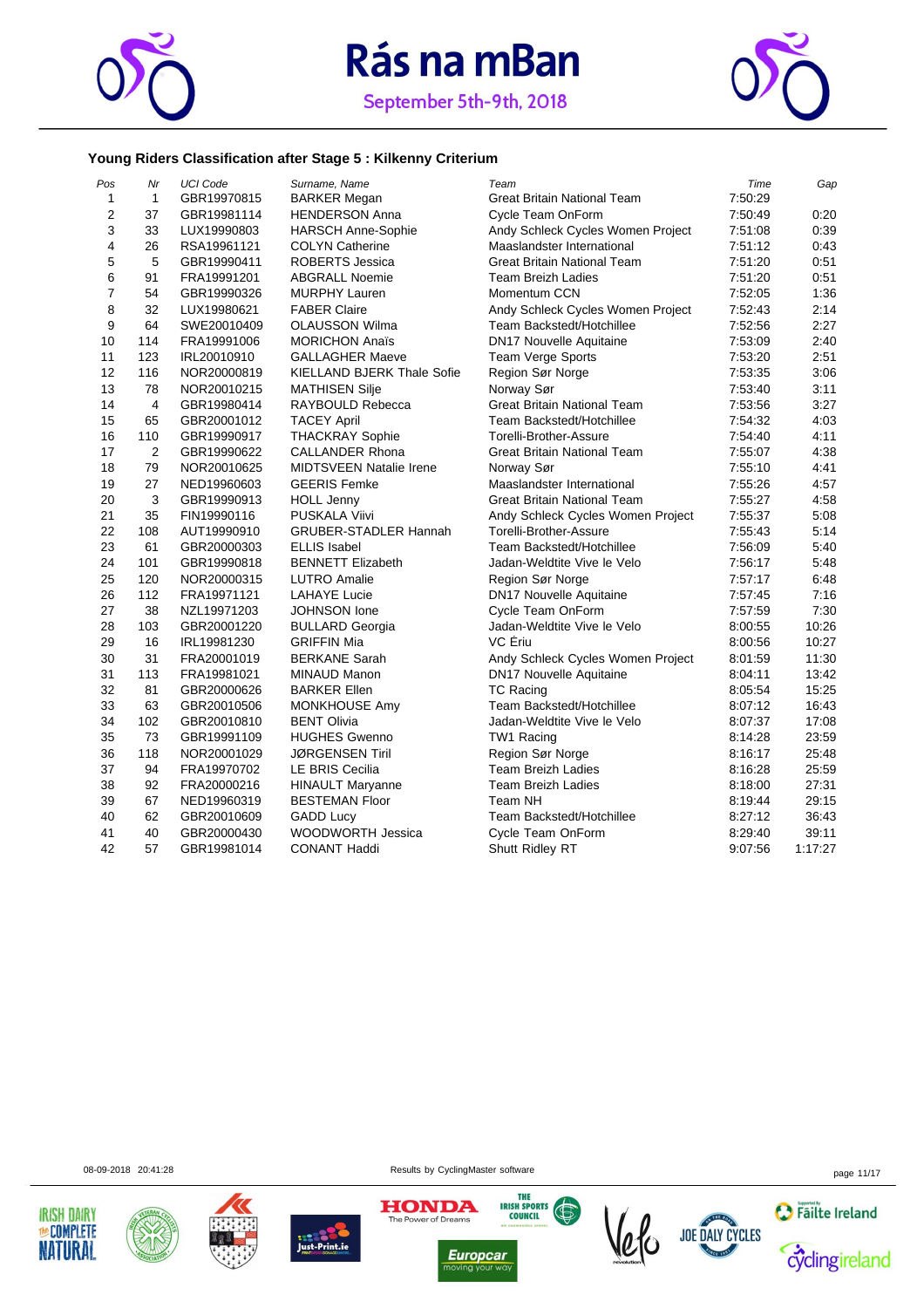# Rás na mBan

September 5th-9th, 2018

### Young Riders Classification after Stage 5 : Kilkenny Criterium

| Pos | Nr | UCI Code | Surname, Name | Team | Time | Gap |
|---|---|---|---|---|---|---|
| 1 | 1 | GBR19970815 | BARKER Megan | Great Britain National Team | 7:50:29 | |
| 2 | 37 | GBR19981114 | HENDERSON Anna | Cycle Team OnForm | 7:50:49 | 0:20 |
| 3 | 33 | LUX19990803 | HARSCH Anne-Sophie | Andy Schleck Cycles Women Project | 7:51:08 | 0:39 |
| 4 | 26 | RSA19961121 | COLYN Catherine | Maaslandster International | 7:51:12 | 0:43 |
| 5 | 5 | GBR19990411 | ROBERTS Jessica | Great Britain National Team | 7:51:20 | 0:51 |
| 6 | 91 | FRA19991201 | ABGRALL Noemie | Team Breizh Ladies | 7:51:20 | 0:51 |
| 7 | 54 | GBR19990326 | MURPHY Lauren | Momentum CCN | 7:52:05 | 1:36 |
| 8 | 32 | LUX19980621 | FABER Claire | Andy Schleck Cycles Women Project | 7:52:43 | 2:14 |
| 9 | 64 | SWE20010409 | OLAUSSON Wilma | Team Backstedt/Hotchillee | 7:52:56 | 2:27 |
| 10 | 114 | FRA19991006 | MORICHON Anaïs | DN17 Nouvelle Aquitaine | 7:53:09 | 2:40 |
| 11 | 123 | IRL20010910 | GALLAGHER Maeve | Team Verge Sports | 7:53:20 | 2:51 |
| 12 | 116 | NOR20000819 | KIELLAND BJERK Thale Sofie | Region Sør Norge | 7:53:35 | 3:06 |
| 13 | 78 | NOR20010215 | MATHISEN Silje | Norway Sør | 7:53:40 | 3:11 |
| 14 | 4 | GBR19980414 | RAYBOULD Rebecca | Great Britain National Team | 7:53:56 | 3:27 |
| 15 | 65 | GBR20001012 | TACEY April | Team Backstedt/Hotchillee | 7:54:32 | 4:03 |
| 16 | 110 | GBR19990917 | THACKRAY Sophie | Torelli-Brother-Assure | 7:54:40 | 4:11 |
| 17 | 2 | GBR19990622 | CALLANDER Rhona | Great Britain National Team | 7:55:07 | 4:38 |
| 18 | 79 | NOR20010625 | MIDTSVEEN Natalie Irene | Norway Sør | 7:55:10 | 4:41 |
| 19 | 27 | NED19960603 | GEERIS Femke | Maaslandster International | 7:55:26 | 4:57 |
| 20 | 3 | GBR19990913 | HOLL Jenny | Great Britain National Team | 7:55:27 | 4:58 |
| 21 | 35 | FIN19990116 | PUSKALA Viivi | Andy Schleck Cycles Women Project | 7:55:37 | 5:08 |
| 22 | 108 | AUT19990910 | GRUBER-STADLER Hannah | Torelli-Brother-Assure | 7:55:43 | 5:14 |
| 23 | 61 | GBR20000303 | ELLIS Isabel | Team Backstedt/Hotchillee | 7:56:09 | 5:40 |
| 24 | 101 | GBR19990818 | BENNETT Elizabeth | Jadan-Weldtite Vive le Velo | 7:56:17 | 5:48 |
| 25 | 120 | NOR20000315 | LUTRO Amalie | Region Sør Norge | 7:57:17 | 6:48 |
| 26 | 112 | FRA19971121 | LAHAYE Lucie | DN17 Nouvelle Aquitaine | 7:57:45 | 7:16 |
| 27 | 38 | NZL19971203 | JOHNSON Ione | Cycle Team OnForm | 7:57:59 | 7:30 |
| 28 | 103 | GBR20001220 | BULLARD Georgia | Jadan-Weldtite Vive le Velo | 8:00:55 | 10:26 |
| 29 | 16 | IRL19981230 | GRIFFIN Mia | VC Ériu | 8:00:56 | 10:27 |
| 30 | 31 | FRA20001019 | BERKANE Sarah | Andy Schleck Cycles Women Project | 8:01:59 | 11:30 |
| 31 | 113 | FRA19981021 | MINAUD Manon | DN17 Nouvelle Aquitaine | 8:04:11 | 13:42 |
| 32 | 81 | GBR20000626 | BARKER Ellen | TC Racing | 8:05:54 | 15:25 |
| 33 | 63 | GBR20010506 | MONKHOUSE Amy | Team Backstedt/Hotchillee | 8:07:12 | 16:43 |
| 34 | 102 | GBR20010810 | BENT Olivia | Jadan-Weldtite Vive le Velo | 8:07:37 | 17:08 |
| 35 | 73 | GBR19991109 | HUGHES Gwenno | TW1 Racing | 8:14:28 | 23:59 |
| 36 | 118 | NOR20001029 | JØRGENSEN Tiril | Region Sør Norge | 8:16:17 | 25:48 |
| 37 | 94 | FRA19970702 | LE BRIS Cecilia | Team Breizh Ladies | 8:16:28 | 25:59 |
| 38 | 92 | FRA20000216 | HINAULT Maryanne | Team Breizh Ladies | 8:18:00 | 27:31 |
| 39 | 67 | NED19960319 | BESTEMAN Floor | Team NH | 8:19:44 | 29:15 |
| 40 | 62 | GBR20010609 | GADD Lucy | Team Backstedt/Hotchillee | 8:27:12 | 36:43 |
| 41 | 40 | GBR20000430 | WOODWORTH Jessica | Cycle Team OnForm | 8:29:40 | 39:11 |
| 42 | 57 | GBR19981014 | CONANT Haddi | Shutt Ridley RT | 9:07:56 | 1:17:27 |

08-09-2018 20:41:28 Results by CyclingMaster software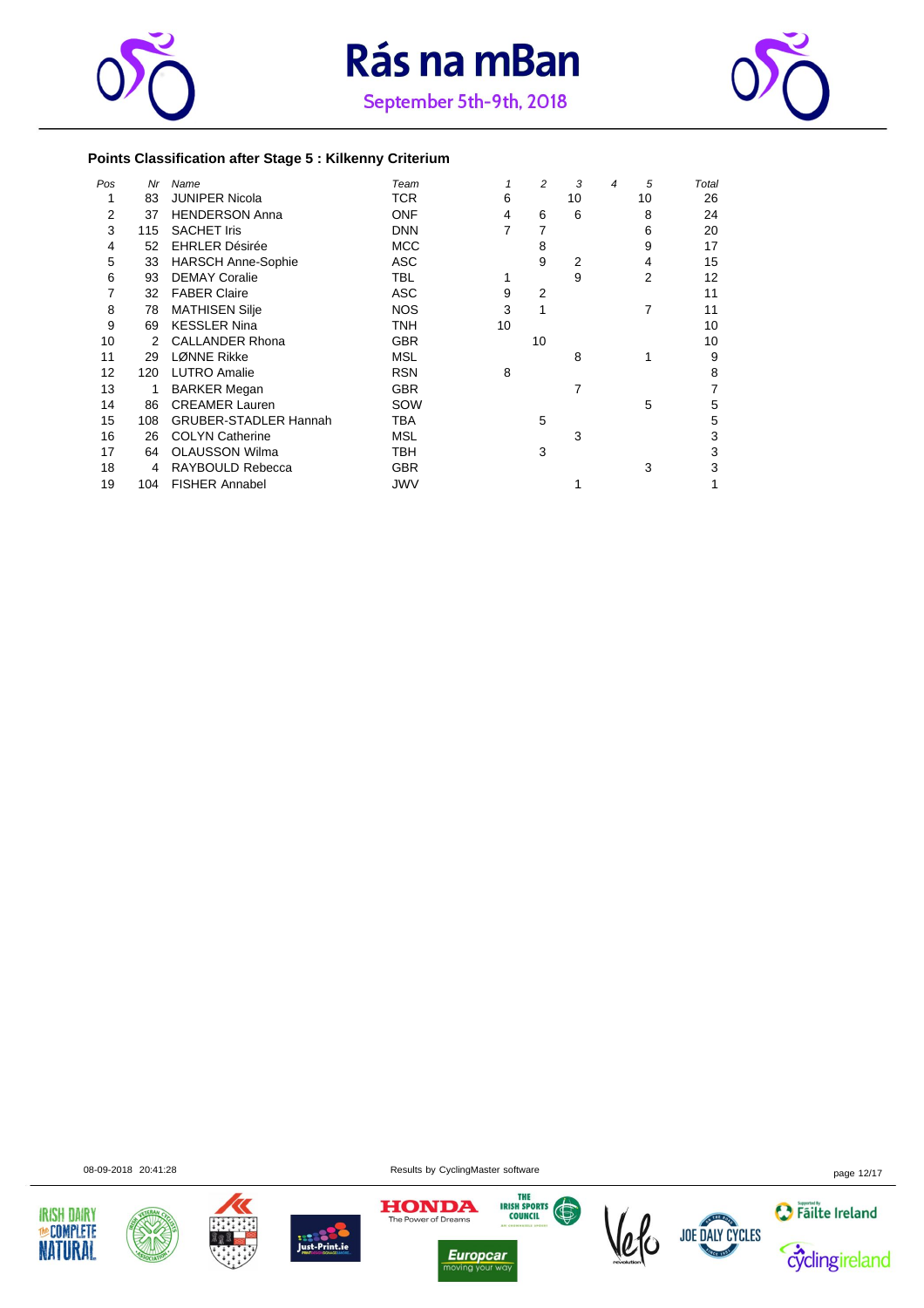# Rás na mBan

September 5th-9th, 2018

### Points Classification after Stage 5 : Kilkenny Criterium

| Pos | Nr | Name | Team | 1 | 2 | 3 | 4 | 5 | Total |
|---|---|---|---|---|---|---|---|---|---|
| 1 | 83 | JUNIPER Nicola | TCR | 6 | | 10 | | 10 | 26 |
| 2 | 37 | HENDERSON Anna | ONF | 4 | 6 | 6 | | 8 | 24 |
| 3 | 115 | SACHET Iris | DNN | 7 | 7 | | | 6 | 20 |
| 4 | 52 | EHRLER Désirée | MCC | | 8 | | | 9 | 17 |
| 5 | 33 | HARSCH Anne-Sophie | ASC | | 9 | 2 | | 4 | 15 |
| 6 | 93 | DEMAY Coralie | TBL | 1 | | 9 | | 2 | 12 |
| 7 | 32 | FABER Claire | ASC | 9 | 2 | | | | 11 |
| 8 | 78 | MATHISEN Silje | NOS | 3 | 1 | | | 7 | 11 |
| 9 | 69 | KESSLER Nina | TNH | 10 | | | | | 10 |
| 10 | 2 | CALLANDER Rhona | GBR | | 10 | | | | 10 |
| 11 | 29 | LØNNE Rikke | MSL | | | 8 | | 1 | 9 |
| 12 | 120 | LUTRO Amalie | RSN | 8 | | | | | 8 |
| 13 | 1 | BARKER Megan | GBR | | | 7 | | | 7 |
| 14 | 86 | CREAMER Lauren | SOW | | | | | 5 | 5 |
| 15 | 108 | GRUBER-STADLER Hannah | TBA | | 5 | | | | 5 |
| 16 | 26 | COLYN Catherine | MSL | | | 3 | | | 3 |
| 17 | 64 | OLAUSSON Wilma | TBH | | 3 | | | | 3 |
| 18 | 4 | RAYBOULD Rebecca | GBR | | | | | 3 | 3 |
| 19 | 104 | FISHER Annabel | JWV | | | 1 | | | 1 |

08-09-2018 20:41:28 Results by CyclingMaster software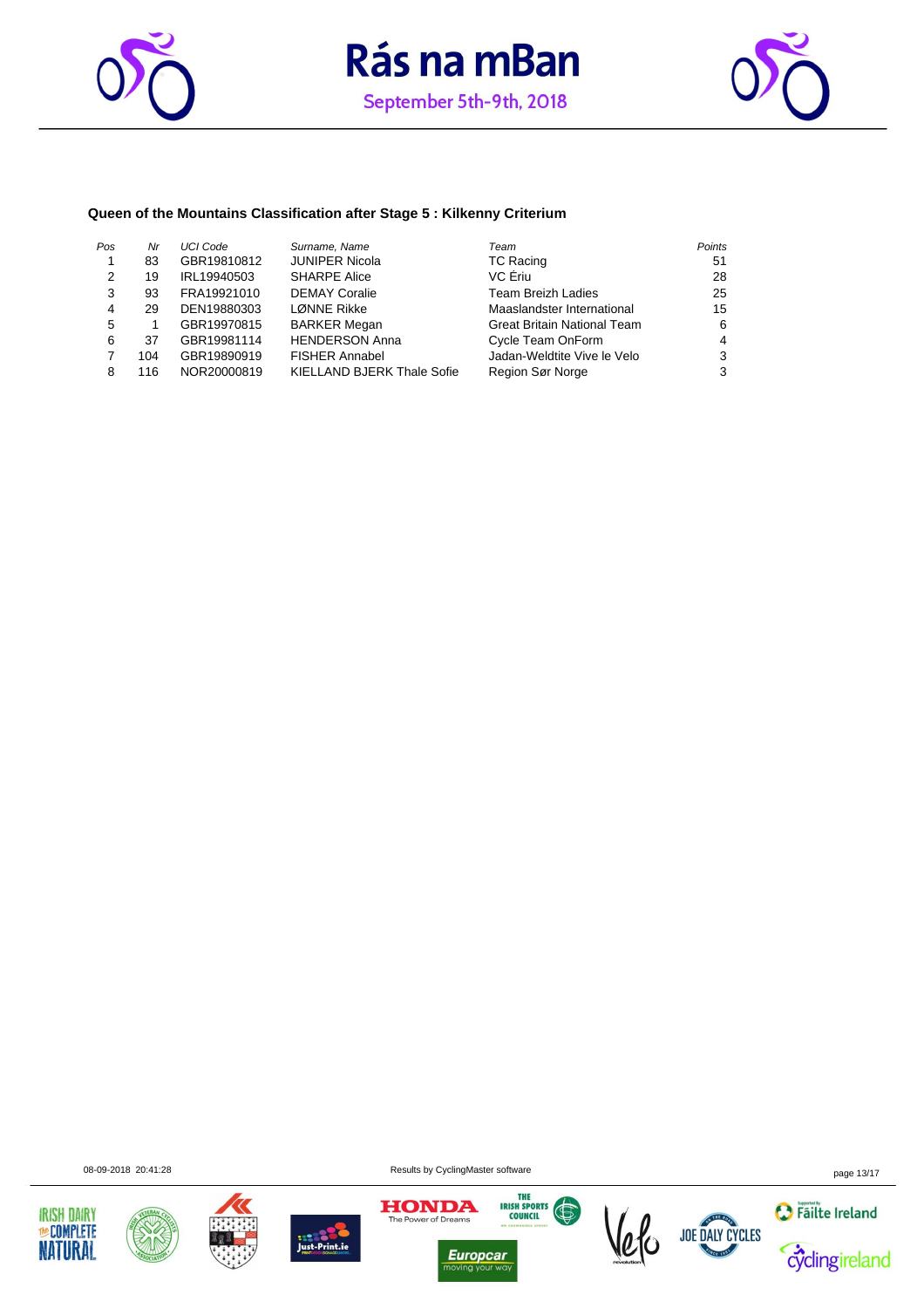# Rás na mBan

September 5th-9th, 2018

### Queen of the Mountains Classification after Stage 5 : Kilkenny Criterium

| *Pos* | *Nr* | *UCI Code* | *Surname, Name* | *Team* | *Points* |
|---|---|---|---|---|---|
| 1 | 83 | GBR19810812 | JUNIPER Nicola | TC Racing | 51 |
| 2 | 19 | IRL19940503 | SHARPE Alice | VC Ériu | 28 |
| 3 | 93 | FRA19921010 | DEMAY Coralie | Team Breizh Ladies | 25 |
| 4 | 29 | DEN19880303 | LØNNE Rikke | Maaslandster International | 15 |
| 5 | 1 | GBR19970815 | BARKER Megan | Great Britain National Team | 6 |
| 6 | 37 | GBR19981114 | HENDERSON Anna | Cycle Team OnForm | 4 |
| 7 | 104 | GBR19890919 | FISHER Annabel | Jadan-Weldtite Vive le Velo | 3 |
| 8 | 116 | NOR20000819 | KIELLAND BJERK Thale Sofie | Region Sør Norge | 3 |

08-09-2018 20:41:28

Results by CyclingMaster software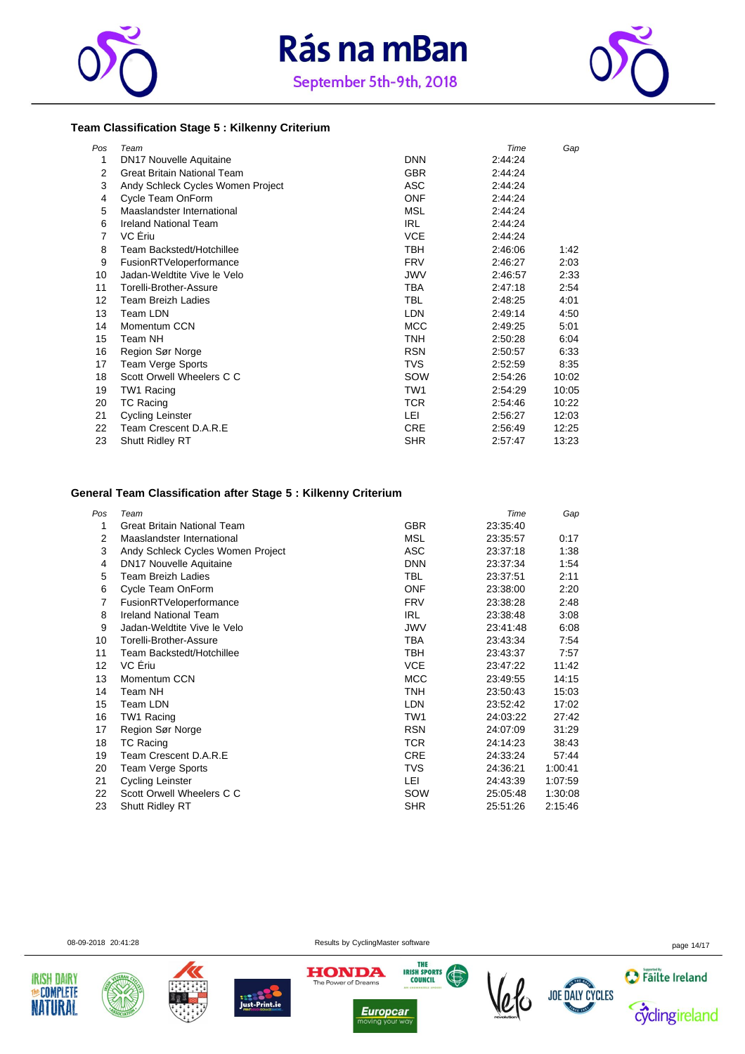# Rás na mBan

September 5th-9th, 2018

### Team Classification Stage 5 : Kilkenny Criterium

| Pos | Team | | Time | Gap |
|---|---|---|---|---|
| 1 | DN17 Nouvelle Aquitaine | DNN | 2:44:24 | |
| 2 | Great Britain National Team | GBR | 2:44:24 | |
| 3 | Andy Schleck Cycles Women Project | ASC | 2:44:24 | |
| 4 | Cycle Team OnForm | ONF | 2:44:24 | |
| 5 | Maaslandster International | MSL | 2:44:24 | |
| 6 | Ireland National Team | IRL | 2:44:24 | |
| 7 | VC Ériu | VCE | 2:44:24 | |
| 8 | Team Backstedt/Hotchillee | TBH | 2:46:06 | 1:42 |
| 9 | FusionRTVeloperformance | FRV | 2:46:27 | 2:03 |
| 10 | Jadan-Weldtite Vive le Velo | JWV | 2:46:57 | 2:33 |
| 11 | Torelli-Brother-Assure | TBA | 2:47:18 | 2:54 |
| 12 | Team Breizh Ladies | TBL | 2:48:25 | 4:01 |
| 13 | Team LDN | LDN | 2:49:14 | 4:50 |
| 14 | Momentum CCN | MCC | 2:49:25 | 5:01 |
| 15 | Team NH | TNH | 2:50:28 | 6:04 |
| 16 | Region Sør Norge | RSN | 2:50:57 | 6:33 |
| 17 | Team Verge Sports | TVS | 2:52:59 | 8:35 |
| 18 | Scott Orwell Wheelers C C | SOW | 2:54:26 | 10:02 |
| 19 | TW1 Racing | TW1 | 2:54:29 | 10:05 |
| 20 | TC Racing | TCR | 2:54:46 | 10:22 |
| 21 | Cycling Leinster | LEI | 2:56:27 | 12:03 |
| 22 | Team Crescent D.A.R.E | CRE | 2:56:49 | 12:25 |
| 23 | Shutt Ridley RT | SHR | 2:57:47 | 13:23 |

### General Team Classification after Stage 5 : Kilkenny Criterium

| Pos | Team | | Time | Gap |
|---|---|---|---|---|
| 1 | Great Britain National Team | GBR | 23:35:40 | |
| 2 | Maaslandster International | MSL | 23:35:57 | 0:17 |
| 3 | Andy Schleck Cycles Women Project | ASC | 23:37:18 | 1:38 |
| 4 | DN17 Nouvelle Aquitaine | DNN | 23:37:34 | 1:54 |
| 5 | Team Breizh Ladies | TBL | 23:37:51 | 2:11 |
| 6 | Cycle Team OnForm | ONF | 23:38:00 | 2:20 |
| 7 | FusionRTVeloperformance | FRV | 23:38:28 | 2:48 |
| 8 | Ireland National Team | IRL | 23:38:48 | 3:08 |
| 9 | Jadan-Weldtite Vive le Velo | JWV | 23:41:48 | 6:08 |
| 10 | Torelli-Brother-Assure | TBA | 23:43:34 | 7:54 |
| 11 | Team Backstedt/Hotchillee | TBH | 23:43:37 | 7:57 |
| 12 | VC Ériu | VCE | 23:47:22 | 11:42 |
| 13 | Momentum CCN | MCC | 23:49:55 | 14:15 |
| 14 | Team NH | TNH | 23:50:43 | 15:03 |
| 15 | Team LDN | LDN | 23:52:42 | 17:02 |
| 16 | TW1 Racing | TW1 | 24:03:22 | 27:42 |
| 17 | Region Sør Norge | RSN | 24:07:09 | 31:29 |
| 18 | TC Racing | TCR | 24:14:23 | 38:43 |
| 19 | Team Crescent D.A.R.E | CRE | 24:33:24 | 57:44 |
| 20 | Team Verge Sports | TVS | 24:36:21 | 1:00:41 |
| 21 | Cycling Leinster | LEI | 24:43:39 | 1:07:59 |
| 22 | Scott Orwell Wheelers C C | SOW | 25:05:48 | 1:30:08 |
| 23 | Shutt Ridley RT | SHR | 25:51:26 | 2:15:46 |

08-09-2018 20:41:28 Results by CyclingMaster software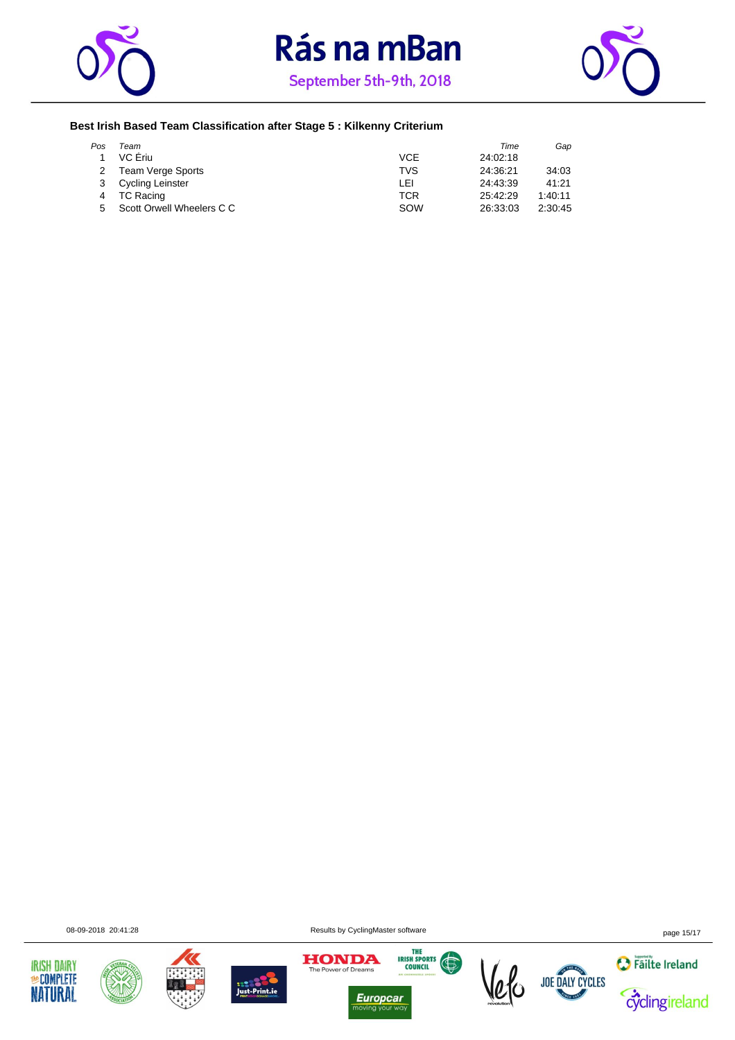# Rás na mBan

September 5th-9th, 2018

### Best Irish Based Team Classification after Stage 5 : Kilkenny Criterium

| Pos | Team | | Time | Gap |
|---|---|---|---|---|
| 1 | VC Ériu | VCE | 24:02:18 | |
| 2 | Team Verge Sports | TVS | 24:36:21 | 34:03 |
| 3 | Cycling Leinster | LEI | 24:43:39 | 41:21 |
| 4 | TC Racing | TCR | 25:42:29 | 1:40:11 |
| 5 | Scott Orwell Wheelers C C | SOW | 26:33:03 | 2:30:45 |

08-09-2018 20:41:28 Results by CyclingMaster software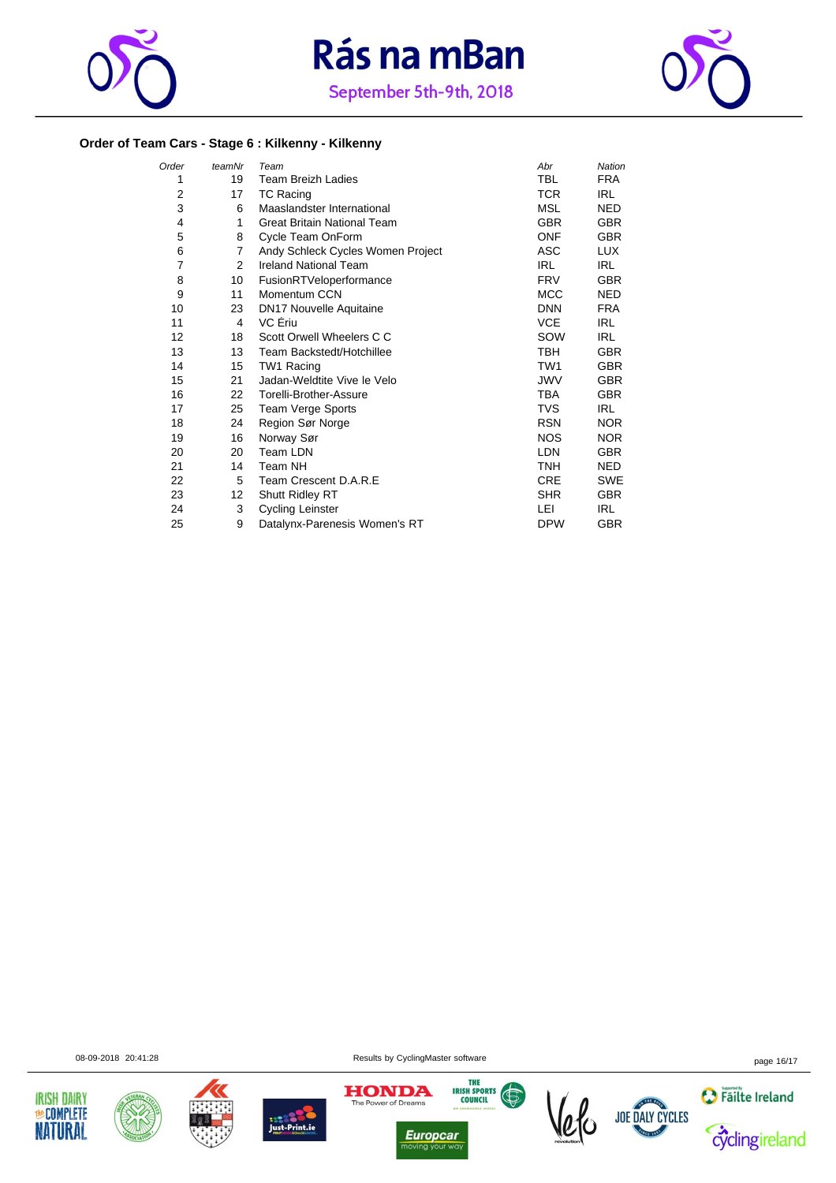# Rás na mBan

September 5th-9th, 2018

### Order of Team Cars - Stage 6 : Kilkenny - Kilkenny

| Order | teamNr | Team | Abr | Nation |
|---|---|---|---|---|
| 1 | 19 | Team Breizh Ladies | TBL | FRA |
| 2 | 17 | TC Racing | TCR | IRL |
| 3 | 6 | Maaslandster International | MSL | NED |
| 4 | 1 | Great Britain National Team | GBR | GBR |
| 5 | 8 | Cycle Team OnForm | ONF | GBR |
| 6 | 7 | Andy Schleck Cycles Women Project | ASC | LUX |
| 7 | 2 | Ireland National Team | IRL | IRL |
| 8 | 10 | FusionRTVeloperformance | FRV | GBR |
| 9 | 11 | Momentum CCN | MCC | NED |
| 10 | 23 | DN17 Nouvelle Aquitaine | DNN | FRA |
| 11 | 4 | VC Ériu | VCE | IRL |
| 12 | 18 | Scott Orwell Wheelers C C | SOW | IRL |
| 13 | 13 | Team Backstedt/Hotchillee | TBH | GBR |
| 14 | 15 | TW1 Racing | TW1 | GBR |
| 15 | 21 | Jadan-Weldtite Vive le Velo | JWV | GBR |
| 16 | 22 | Torelli-Brother-Assure | TBA | GBR |
| 17 | 25 | Team Verge Sports | TVS | IRL |
| 18 | 24 | Region Sør Norge | RSN | NOR |
| 19 | 16 | Norway Sør | NOS | NOR |
| 20 | 20 | Team LDN | LDN | GBR |
| 21 | 14 | Team NH | TNH | NED |
| 22 | 5 | Team Crescent D.A.R.E | CRE | SWE |
| 23 | 12 | Shutt Ridley RT | SHR | GBR |
| 24 | 3 | Cycling Leinster | LEI | IRL |
| 25 | 9 | Datalynx-Parenesis Women's RT | DPW | GBR |

08-09-2018 20:41:28

Results by CyclingMaster software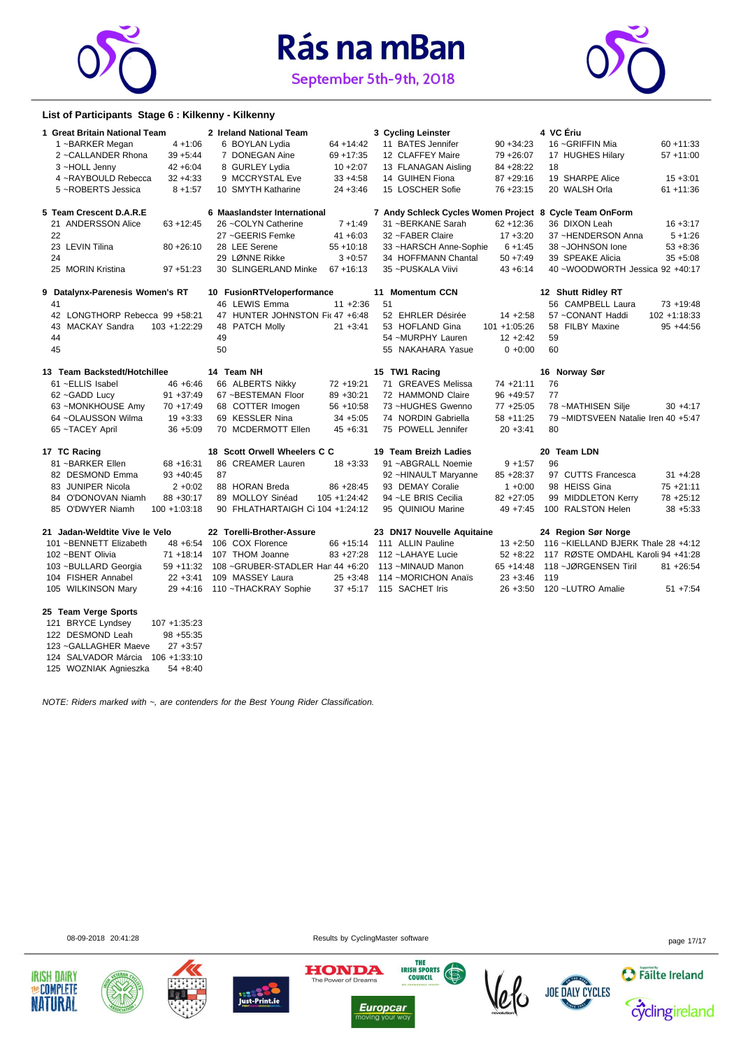# Rás na mBan

September 5th-9th, 2018

## List of Participants Stage 6 : Kilkenny - Kilkenny

### 1 Great Britain National Team
| | | | |
|---|---|---|---|
| 1 | ~BARKER Megan | 4 | +1:06 |
| 2 | ~CALLANDER Rhona | 39 | +5:44 |
| 3 | ~HOLL Jenny | 42 | +6:04 |
| 4 | ~RAYBOULD Rebecca | 32 | +4:33 |
| 5 | ~ROBERTS Jessica | 8 | +1:57 |

### 2 Ireland National Team
| | | | |
|---|---|---|---|
| 6 | BOYLAN Lydia | 64 | +14:42 |
| 7 | DONEGAN Aine | 69 | +17:35 |
| 8 | GURLEY Lydia | 10 | +2:07 |
| 9 | MCCRYSTAL Eve | 33 | +4:58 |
| 10 | SMYTH Katharine | 24 | +3:46 |

### 3 Cycling Leinster
| | | | |
|---|---|---|---|
| 11 | BATES Jennifer | 90 | +34:23 |
| 12 | CLAFFEY Maire | 79 | +26:07 |
| 13 | FLANAGAN Aisling | 84 | +28:22 |
| 14 | GUIHEN Fiona | 87 | +29:16 |
| 15 | LOSCHER Sofie | 76 | +23:15 |

### 4 VC Ériu
| | | | |
|---|---|---|---|
| 16 | ~GRIFFIN Mia | 60 | +11:33 |
| 17 | HUGHES Hilary | 57 | +11:00 |
| 18 | | | |
| 19 | SHARPE Alice | 15 | +3:01 |
| 20 | WALSH Orla | 61 | +11:36 |

### 5 Team Crescent D.A.R.E
| | | | |
|---|---|---|---|
| 21 | ANDERSSON Alice | 63 | +12:45 |
| 22 | | | |
| 23 | LEVIN Tilina | 80 | +26:10 |
| 24 | | | |
| 25 | MORIN Kristina | 97 | +51:23 |

### 6 Maaslandster International
| | | | |
|---|---|---|---|
| 26 | ~COLYN Catherine | 7 | +1:49 |
| 27 | ~GEERIS Femke | 41 | +6:03 |
| 28 | LEE Serene | 55 | +10:18 |
| 29 | LØNNE Rikke | 3 | +0:57 |
| 30 | SLINGERLAND Minke | 67 | +16:13 |

### 7 Andy Schleck Cycles Women Project
| | | | |
|---|---|---|---|
| 31 | ~BERKANE Sarah | 62 | +12:36 |
| 32 | ~FABER Claire | 17 | +3:20 |
| 33 | ~HARSCH Anne-Sophie | 6 | +1:45 |
| 34 | HOFFMANN Chantal | 50 | +7:49 |
| 35 | ~PUSKALA Viivi | 43 | +6:14 |

### 8 Cycle Team OnForm
| | | | |
|---|---|---|---|
| 36 | DIXON Leah | 16 | +3:17 |
| 37 | ~HENDERSON Anna | 5 | +1:26 |
| 38 | ~JOHNSON Ione | 53 | +8:36 |
| 39 | SPEAKE Alicia | 35 | +5:08 |
| 40 | ~WOODWORTH Jessica | 92 | +40:17 |

### 9 Datalynx-Parenesis Women's RT
| | | | |
|---|---|---|---|
| 41 | | | |
| 42 | LONGTHORP Rebecca | 99 | +58:21 |
| 43 | MACKAY Sandra | 103 | +1:22:29 |
| 44 | | | |
| 45 | | | |

### 10 FusionRTVeloperformance
| | | | |
|---|---|---|---|
| 46 | LEWIS Emma | 11 | +2:36 |
| 47 | HUNTER JOHNSTON Fi( | 47 | +6:48 |
| 48 | PATCH Molly | 21 | +3:41 |
| 49 | | | |
| 50 | | | |

### 11 Momentum CCN
| | | | |
|---|---|---|---|
| 51 | | | |
| 52 | EHRLER Désirée | 14 | +2:58 |
| 53 | HOFLAND Gina | 101 | +1:05:26 |
| 54 | ~MURPHY Lauren | 12 | +2:42 |
| 55 | NAKAHARA Yasue | 0 | +0:00 |

### 12 Shutt Ridley RT
| | | | |
|---|---|---|---|
| 56 | CAMPBELL Laura | 73 | +19:48 |
| 57 | ~CONANT Haddi | 102 | +1:18:33 |
| 58 | FILBY Maxine | 95 | +44:56 |
| 59 | | | |
| 60 | | | |

### 13 Team Backstedt/Hotchillee
| | | | |
|---|---|---|---|
| 61 | ~ELLIS Isabel | 46 | +6:46 |
| 62 | ~GADD Lucy | 91 | +37:49 |
| 63 | ~MONKHOUSE Amy | 70 | +17:49 |
| 64 | ~OLAUSSON Wilma | 19 | +3:33 |
| 65 | ~TACEY April | 36 | +5:09 |

### 14 Team NH
| | | | |
|---|---|---|---|
| 66 | ALBERTS Nikky | 72 | +19:21 |
| 67 | ~BESTEMAN Floor | 89 | +30:21 |
| 68 | COTTER Imogen | 56 | +10:58 |
| 69 | KESSLER Nina | 34 | +5:05 |
| 70 | MCDERMOTT Ellen | 45 | +6:31 |

### 15 TW1 Racing
| | | | |
|---|---|---|---|
| 71 | GREAVES Melissa | 74 | +21:11 |
| 72 | HAMMOND Claire | 96 | +49:57 |
| 73 | ~HUGHES Gwenno | 77 | +25:05 |
| 74 | NORDIN Gabriella | 58 | +11:25 |
| 75 | POWELL Jennifer | 20 | +3:41 |

### 16 Norway Sør
| | | | |
|---|---|---|---|
| 76 | | | |
| 77 | | | |
| 78 | ~MATHISEN Silje | 30 | +4:17 |
| 79 | ~MIDTSVEEN Natalie Iren | 40 | +5:47 |
| 80 | | | |

### 17 TC Racing
| | | | |
|---|---|---|---|
| 81 | ~BARKER Ellen | 68 | +16:31 |
| 82 | DESMOND Emma | 93 | +40:45 |
| 83 | JUNIPER Nicola | 2 | +0:02 |
| 84 | O'DONOVAN Niamh | 88 | +30:17 |
| 85 | O'DWYER Niamh | 100 | +1:03:18 |

### 18 Scott Orwell Wheelers C C
| | | | |
|---|---|---|---|
| 86 | CREAMER Lauren | 18 | +3:33 |
| 87 | | | |
| 88 | HORAN Breda | 86 | +28:45 |
| 89 | MOLLOY Sinéad | 105 | +1:24:42 |
| 90 | FHLATHARTAIGH Ci | 104 | +1:24:12 |

### 19 Team Breizh Ladies
| | | | |
|---|---|---|---|
| 91 | ~ABGRALL Noemie | 9 | +1:57 |
| 92 | ~HINAULT Maryanne | 85 | +28:37 |
| 93 | DEMAY Coralie | 1 | +0:00 |
| 94 | ~LE BRIS Cecilia | 82 | +27:05 |
| 95 | QUINIOU Marine | 49 | +7:45 |

### 20 Team LDN
| | | | |
|---|---|---|---|
| 96 | | | |
| 97 | CUTTS Francesca | 31 | +4:28 |
| 98 | HEISS Gina | 75 | +21:11 |
| 99 | MIDDLETON Kerry | 78 | +25:12 |
| 100 | RALSTON Helen | 38 | +5:33 |

### 21 Jadan-Weldtite Vive le Velo
| | | | |
|---|---|---|---|
| 101 | ~BENNETT Elizabeth | 48 | +6:54 |
| 102 | ~BENT Olivia | 71 | +18:14 |
| 103 | ~BULLARD Georgia | 59 | +11:32 |
| 104 | FISHER Annabel | 22 | +3:41 |
| 105 | WILKINSON Mary | 29 | +4:16 |

### 22 Torelli-Brother-Assure
| | | | |
|---|---|---|---|
| 106 | COX Florence | 66 | +15:14 |
| 107 | THOM Joanne | 83 | +27:28 |
| 108 | ~GRUBER-STADLER Han | 44 | +6:20 |
| 109 | MASSEY Laura | 25 | +3:48 |
| 110 | ~THACKRAY Sophie | 37 | +5:17 |

### 23 DN17 Nouvelle Aquitaine
| | | | |
|---|---|---|---|
| 111 | ALLIN Pauline | 13 | +2:50 |
| 112 | ~LAHAYE Lucie | 52 | +8:22 |
| 113 | ~MINAUD Manon | 65 | +14:48 |
| 114 | ~MORICHON Anaïs | 23 | +3:46 |
| 115 | SACHET Iris | 26 | +3:50 |

### 24 Region Sør Norge
| | | | |
|---|---|---|---|
| 116 | ~KIELLAND BJERK Thale | 28 | +4:12 |
| 117 | RØSTE OMDAHL Karoli | 94 | +41:28 |
| 118 | ~JØRGENSEN Tiril | 81 | +26:54 |
| 119 | | | |
| 120 | ~LUTRO Amalie | 51 | +7:54 |

### 25 Team Verge Sports
| | | | |
|---|---|---|---|
| 121 | BRYCE Lyndsey | 107 | +1:35:23 |
| 122 | DESMOND Leah | 98 | +55:35 |
| 123 | ~GALLAGHER Maeve | 27 | +3:57 |
| 124 | SALVADOR Márcia | 106 | +1:33:10 |
| 125 | WOZNIAK Agnieszka | 54 | +8:40 |

*NOTE: Riders marked with ~, are contenders for the Best Young Rider Classification.*

08-09-2018 20:41:28

Results by CyclingMaster software